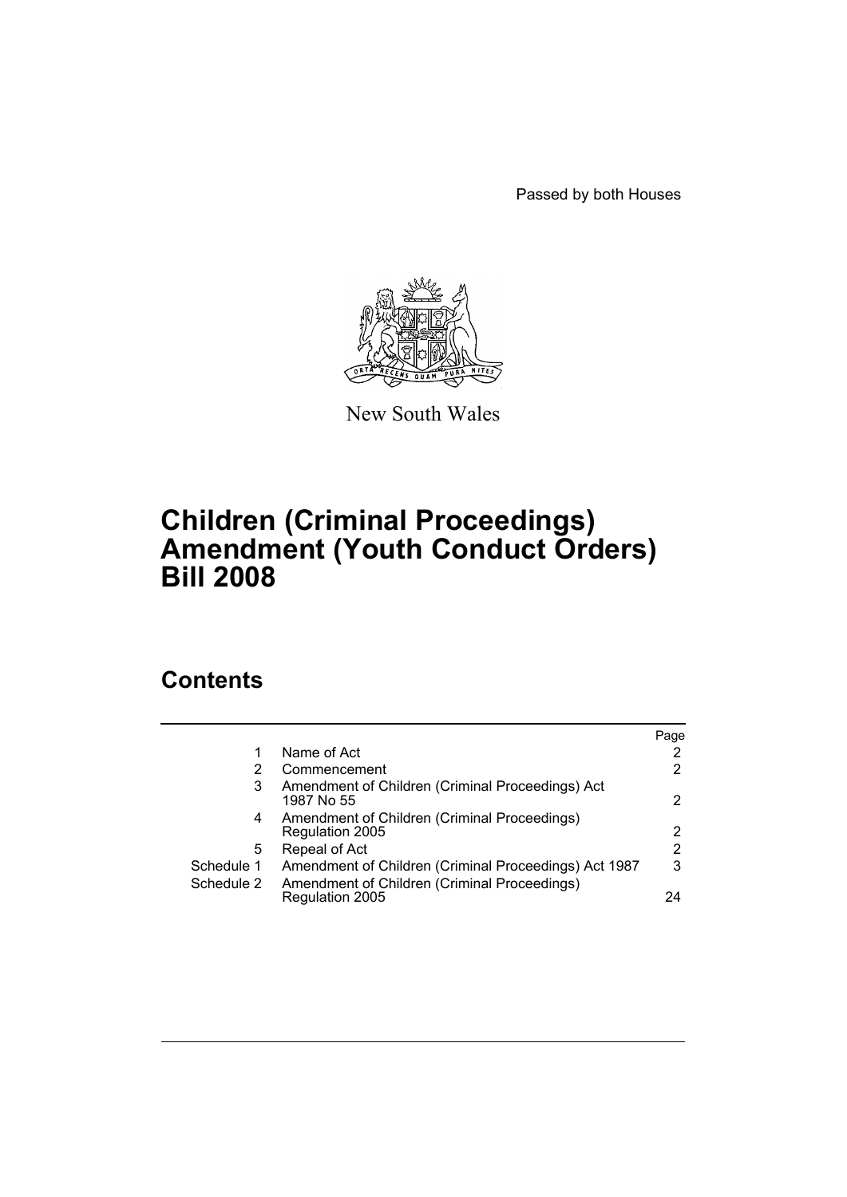Passed by both Houses

New South Wales

# Children (Criminal Proceedings) Amendment (Youth Conduct Orders) Bill 2008

## Contents

| | | Page |
|---|---|---|
| 1 | Name of Act | 2 |
| 2 | Commencement | 2 |
| 3 | Amendment of Children (Criminal Proceedings) Act 1987 No 55 | 2 |
| 4 | Amendment of Children (Criminal Proceedings) Regulation 2005 | 2 |
| 5 | Repeal of Act | 2 |
| Schedule 1 | Amendment of Children (Criminal Proceedings) Act 1987 | 3 |
| Schedule 2 | Amendment of Children (Criminal Proceedings) Regulation 2005 | 24 |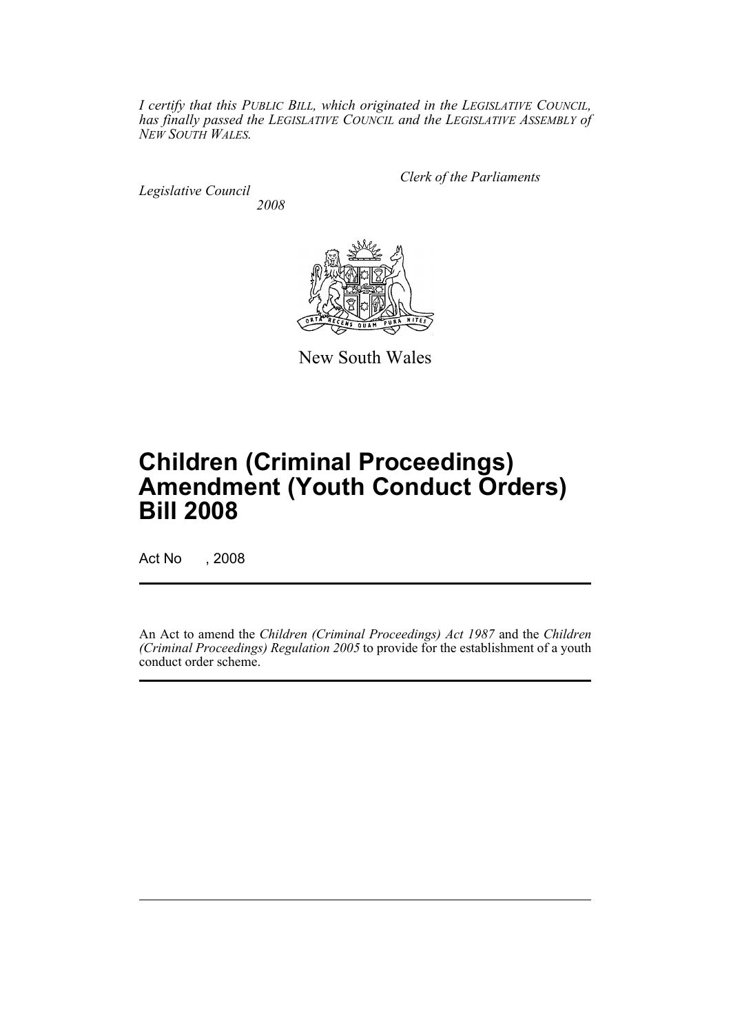*I certify that this PUBLIC BILL, which originated in the LEGISLATIVE COUNCIL, has finally passed the LEGISLATIVE COUNCIL and the LEGISLATIVE ASSEMBLY of NEW SOUTH WALES.*

*Clerk of the Parliaments*

*Legislative Council*

*2008*

New South Wales

# Children (Criminal Proceedings) Amendment (Youth Conduct Orders) Bill 2008

Act No , 2008

An Act to amend the *Children (Criminal Proceedings) Act 1987* and the *Children (Criminal Proceedings) Regulation 2005* to provide for the establishment of a youth conduct order scheme.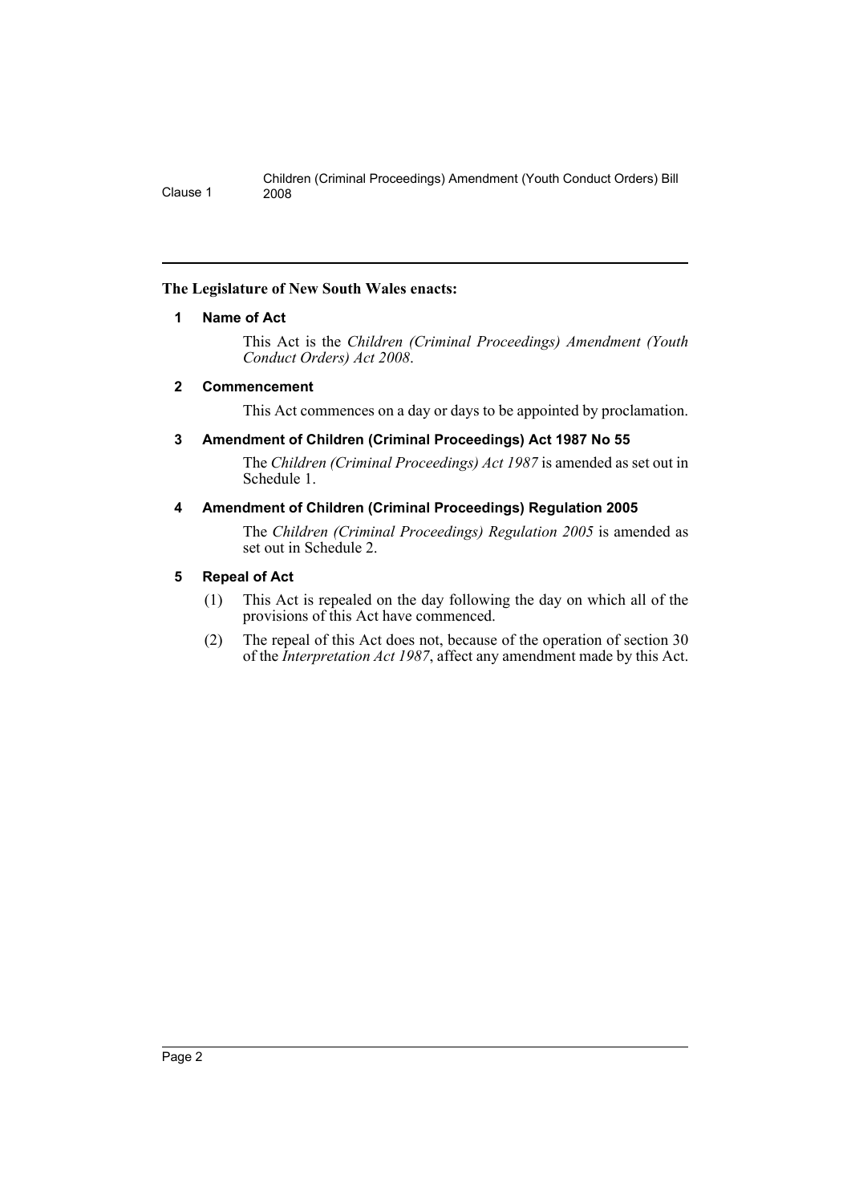**The Legislature of New South Wales enacts:**

### 1 Name of Act

This Act is the *Children (Criminal Proceedings) Amendment (Youth Conduct Orders) Act 2008*.

### 2 Commencement

This Act commences on a day or days to be appointed by proclamation.

### 3 Amendment of Children (Criminal Proceedings) Act 1987 No 55

The *Children (Criminal Proceedings) Act 1987* is amended as set out in Schedule 1.

### 4 Amendment of Children (Criminal Proceedings) Regulation 2005

The *Children (Criminal Proceedings) Regulation 2005* is amended as set out in Schedule 2.

### 5 Repeal of Act

(1) This Act is repealed on the day following the day on which all of the provisions of this Act have commenced.

(2) The repeal of this Act does not, because of the operation of section 30 of the *Interpretation Act 1987*, affect any amendment made by this Act.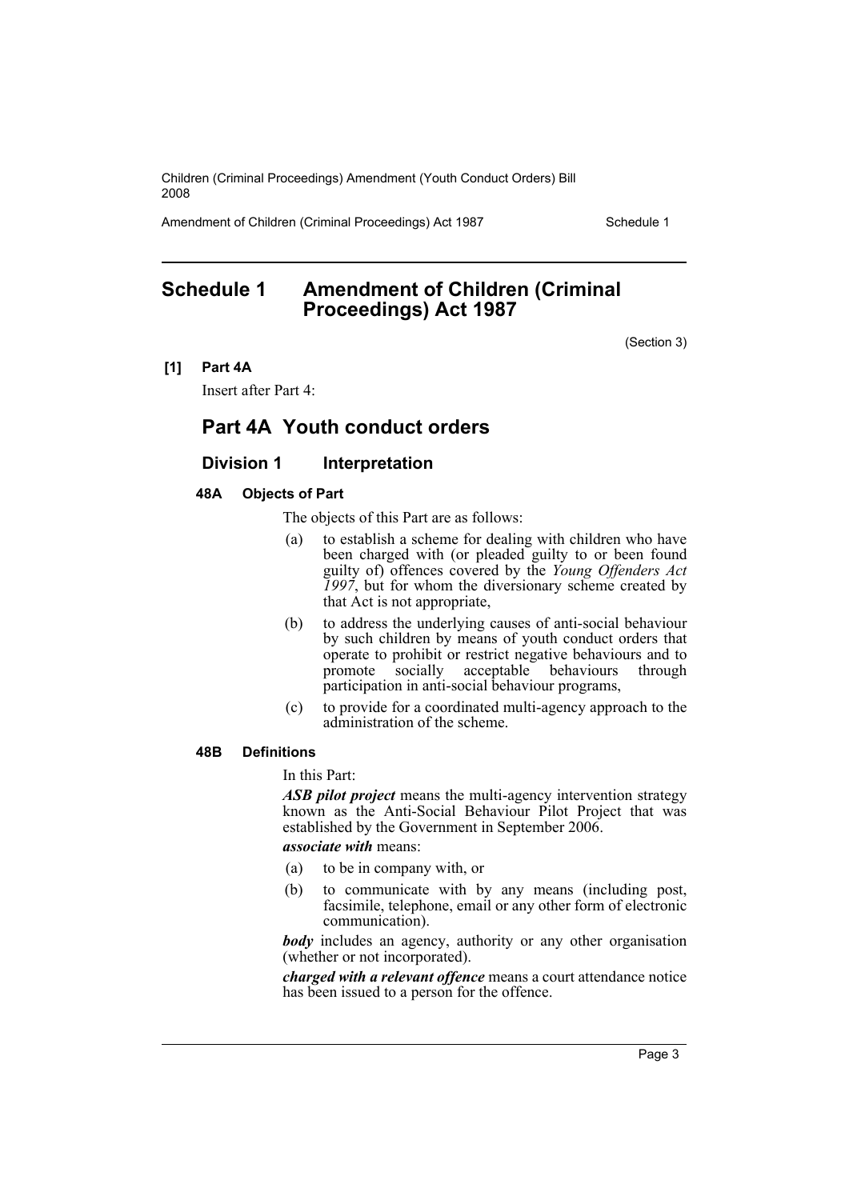# Schedule 1 Amendment of Children (Criminal Proceedings) Act 1987

(Section 3)

**[1] Part 4A**

Insert after Part 4:

## Part 4A Youth conduct orders

### Division 1 Interpretation

#### 48A Objects of Part

The objects of this Part are as follows:

(a) to establish a scheme for dealing with children who have been charged with (or pleaded guilty to or been found guilty of) offences covered by the *Young Offenders Act 1997*, but for whom the diversionary scheme created by that Act is not appropriate,

(b) to address the underlying causes of anti-social behaviour by such children by means of youth conduct orders that operate to prohibit or restrict negative behaviours and to promote socially acceptable behaviours through participation in anti-social behaviour programs,

(c) to provide for a coordinated multi-agency approach to the administration of the scheme.

#### 48B Definitions

In this Part:

***ASB pilot project*** means the multi-agency intervention strategy known as the Anti-Social Behaviour Pilot Project that was established by the Government in September 2006.

***associate with*** means:

(a) to be in company with, or

(b) to communicate with by any means (including post, facsimile, telephone, email or any other form of electronic communication).

***body*** includes an agency, authority or any other organisation (whether or not incorporated).

***charged with a relevant offence*** means a court attendance notice has been issued to a person for the offence.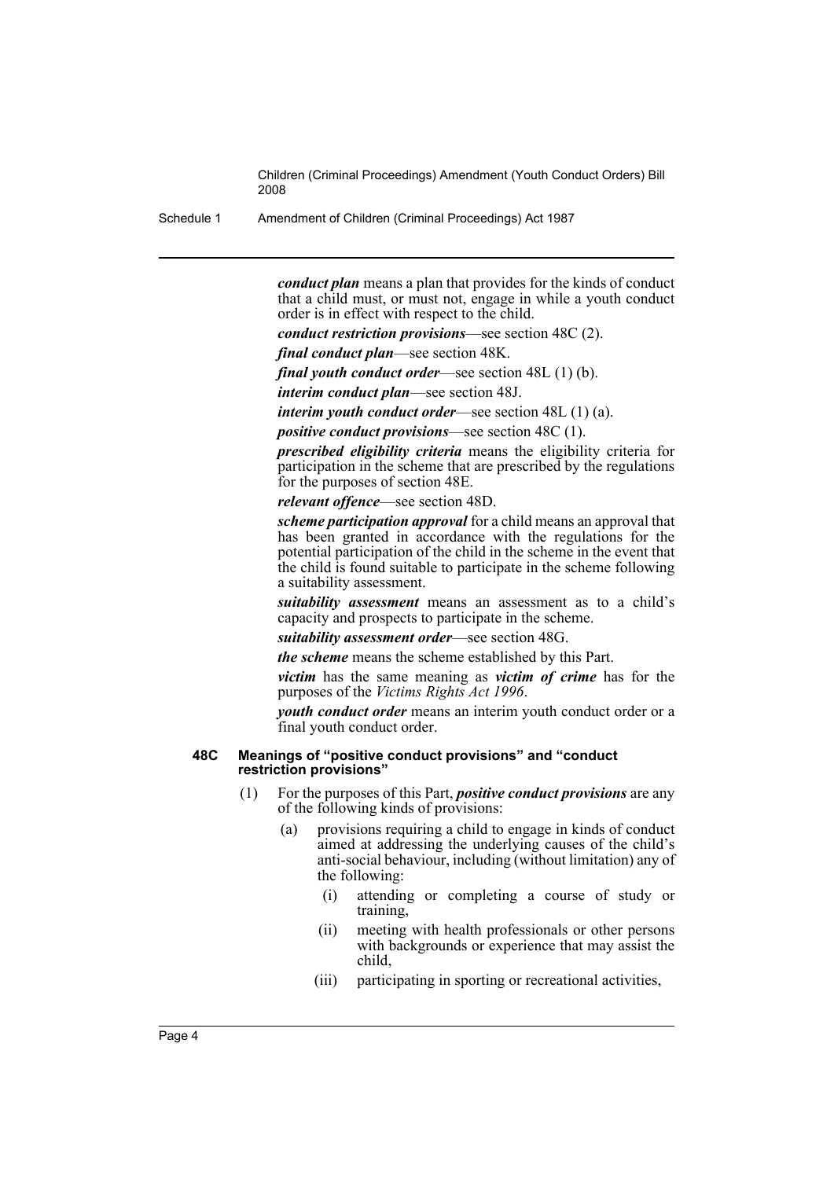***conduct plan*** means a plan that provides for the kinds of conduct that a child must, or must not, engage in while a youth conduct order is in effect with respect to the child.

***conduct restriction provisions***—see section 48C (2).

***final conduct plan***—see section 48K.

***final youth conduct order***—see section 48L (1) (b).

***interim conduct plan***—see section 48J.

***interim youth conduct order***—see section 48L (1) (a).

***positive conduct provisions***—see section 48C (1).

***prescribed eligibility criteria*** means the eligibility criteria for participation in the scheme that are prescribed by the regulations for the purposes of section 48E.

***relevant offence***—see section 48D.

***scheme participation approval*** for a child means an approval that has been granted in accordance with the regulations for the potential participation of the child in the scheme in the event that the child is found suitable to participate in the scheme following a suitability assessment.

***suitability assessment*** means an assessment as to a child's capacity and prospects to participate in the scheme.

***suitability assessment order***—see section 48G.

***the scheme*** means the scheme established by this Part.

***victim*** has the same meaning as ***victim of crime*** has for the purposes of the *Victims Rights Act 1996*.

***youth conduct order*** means an interim youth conduct order or a final youth conduct order.

**48C Meanings of "positive conduct provisions" and "conduct restriction provisions"**

(1) For the purposes of this Part, ***positive conduct provisions*** are any of the following kinds of provisions:

(a) provisions requiring a child to engage in kinds of conduct aimed at addressing the underlying causes of the child's anti-social behaviour, including (without limitation) any of the following:

(i) attending or completing a course of study or training,

(ii) meeting with health professionals or other persons with backgrounds or experience that may assist the child,

(iii) participating in sporting or recreational activities,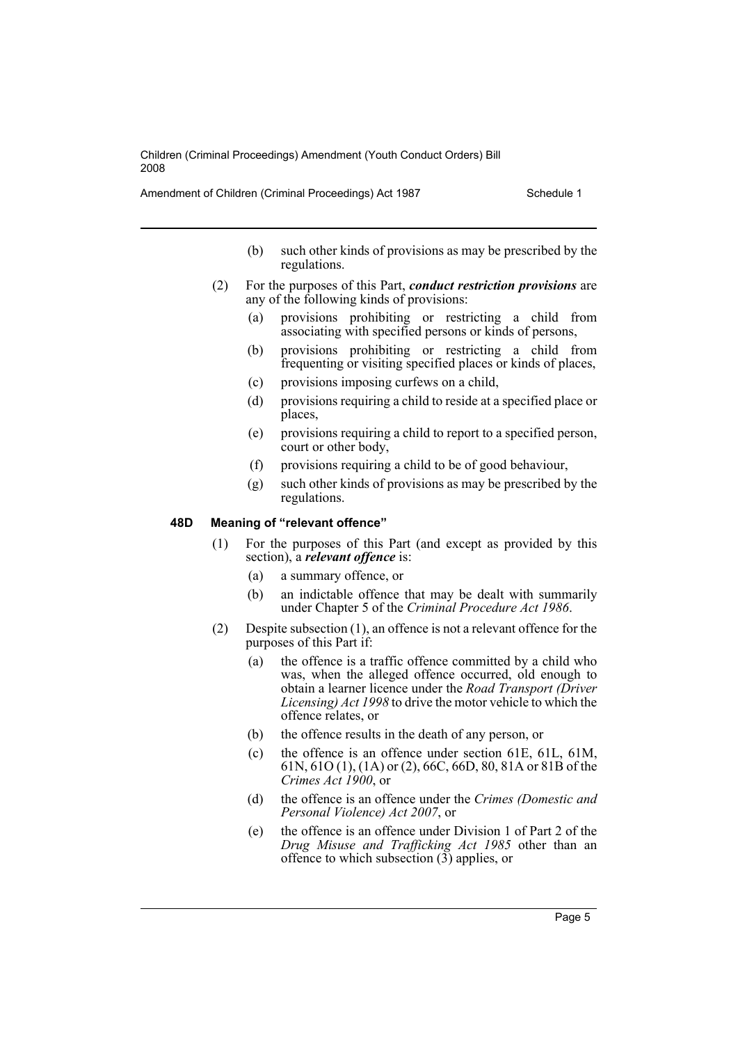(b) such other kinds of provisions as may be prescribed by the regulations.

(2) For the purposes of this Part, ***conduct restriction provisions*** are any of the following kinds of provisions:

(a) provisions prohibiting or restricting a child from associating with specified persons or kinds of persons,

(b) provisions prohibiting or restricting a child from frequenting or visiting specified places or kinds of places,

(c) provisions imposing curfews on a child,

(d) provisions requiring a child to reside at a specified place or places,

(e) provisions requiring a child to report to a specified person, court or other body,

(f) provisions requiring a child to be of good behaviour,

(g) such other kinds of provisions as may be prescribed by the regulations.

### 48D Meaning of "relevant offence"

(1) For the purposes of this Part (and except as provided by this section), a ***relevant offence*** is:

(a) a summary offence, or

(b) an indictable offence that may be dealt with summarily under Chapter 5 of the *Criminal Procedure Act 1986*.

(2) Despite subsection (1), an offence is not a relevant offence for the purposes of this Part if:

(a) the offence is a traffic offence committed by a child who was, when the alleged offence occurred, old enough to obtain a learner licence under the *Road Transport (Driver Licensing) Act 1998* to drive the motor vehicle to which the offence relates, or

(b) the offence results in the death of any person, or

(c) the offence is an offence under section 61E, 61L, 61M, 61N, 61O (1), (1A) or (2), 66C, 66D, 80, 81A or 81B of the *Crimes Act 1900*, or

(d) the offence is an offence under the *Crimes (Domestic and Personal Violence) Act 2007*, or

(e) the offence is an offence under Division 1 of Part 2 of the *Drug Misuse and Trafficking Act 1985* other than an offence to which subsection (3) applies, or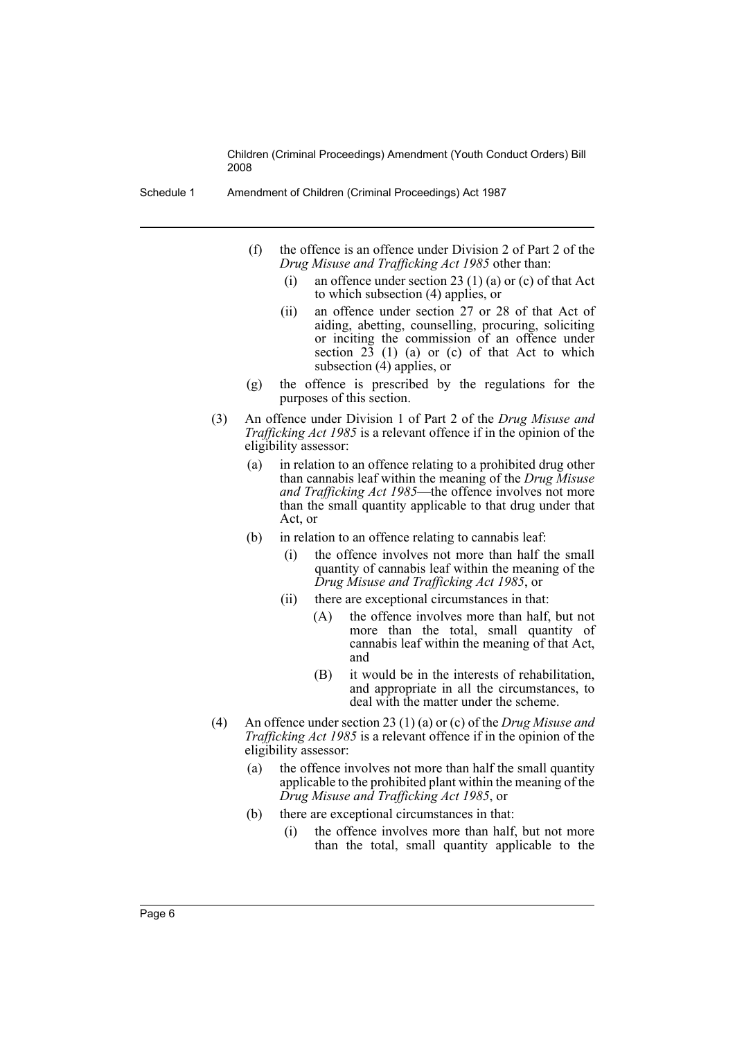(f) the offence is an offence under Division 2 of Part 2 of the *Drug Misuse and Trafficking Act 1985* other than:

  (i) an offence under section 23 (1) (a) or (c) of that Act to which subsection (4) applies, or

  (ii) an offence under section 27 or 28 of that Act of aiding, abetting, counselling, procuring, soliciting or inciting the commission of an offence under section 23 (1) (a) or (c) of that Act to which subsection (4) applies, or

(g) the offence is prescribed by the regulations for the purposes of this section.

(3) An offence under Division 1 of Part 2 of the *Drug Misuse and Trafficking Act 1985* is a relevant offence if in the opinion of the eligibility assessor:

  (a) in relation to an offence relating to a prohibited drug other than cannabis leaf within the meaning of the *Drug Misuse and Trafficking Act 1985*—the offence involves not more than the small quantity applicable to that drug under that Act, or

  (b) in relation to an offence relating to cannabis leaf:

    (i) the offence involves not more than half the small quantity of cannabis leaf within the meaning of the *Drug Misuse and Trafficking Act 1985*, or

    (ii) there are exceptional circumstances in that:

      (A) the offence involves more than half, but not more than the total, small quantity of cannabis leaf within the meaning of that Act, and

      (B) it would be in the interests of rehabilitation, and appropriate in all the circumstances, to deal with the matter under the scheme.

(4) An offence under section 23 (1) (a) or (c) of the *Drug Misuse and Trafficking Act 1985* is a relevant offence if in the opinion of the eligibility assessor:

  (a) the offence involves not more than half the small quantity applicable to the prohibited plant within the meaning of the *Drug Misuse and Trafficking Act 1985*, or

  (b) there are exceptional circumstances in that:

    (i) the offence involves more than half, but not more than the total, small quantity applicable to the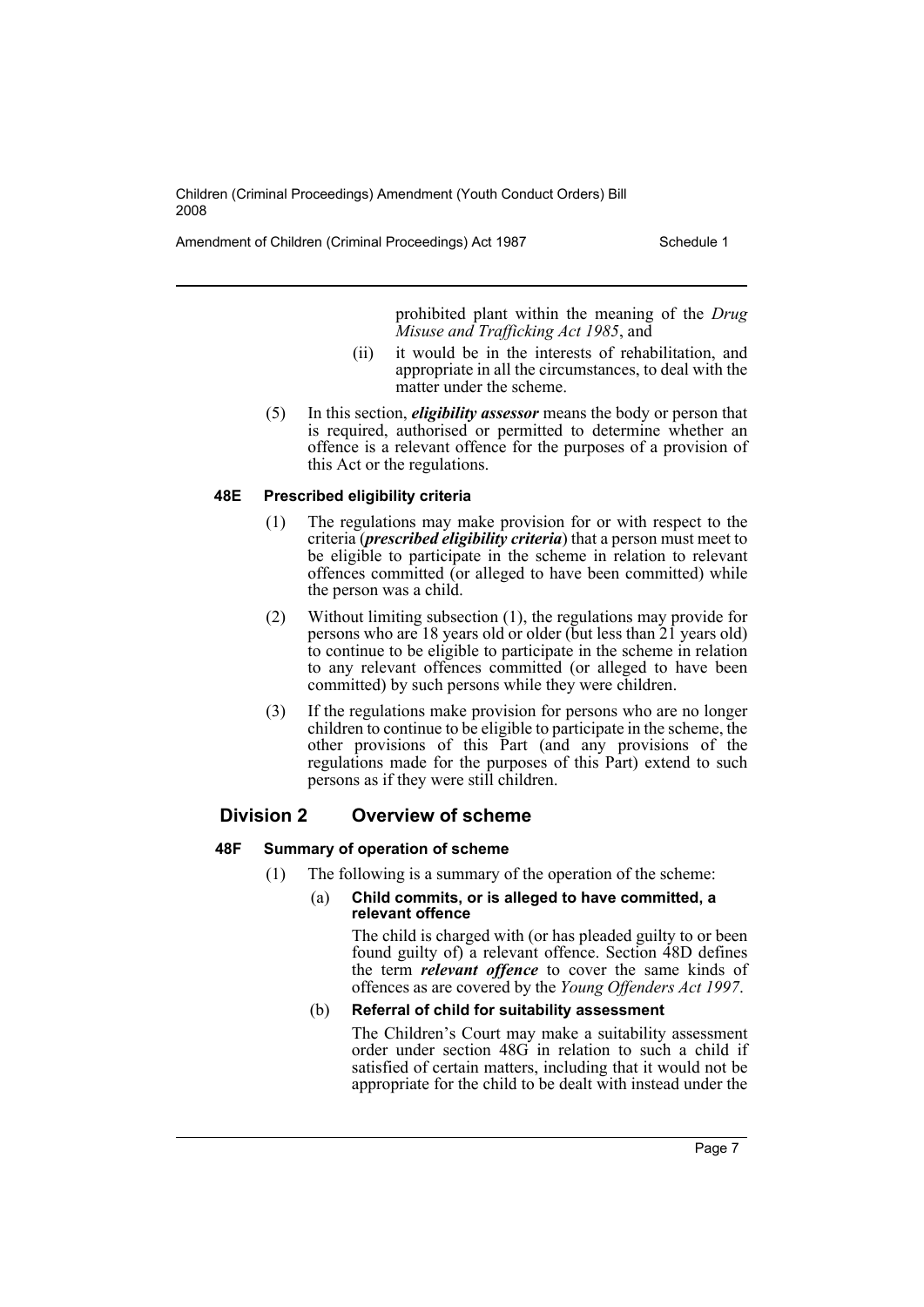prohibited plant within the meaning of the *Drug Misuse and Trafficking Act 1985*, and

(ii) it would be in the interests of rehabilitation, and appropriate in all the circumstances, to deal with the matter under the scheme.

(5) In this section, ***eligibility assessor*** means the body or person that is required, authorised or permitted to determine whether an offence is a relevant offence for the purposes of a provision of this Act or the regulations.

#### 48E Prescribed eligibility criteria

(1) The regulations may make provision for or with respect to the criteria (***prescribed eligibility criteria***) that a person must meet to be eligible to participate in the scheme in relation to relevant offences committed (or alleged to have been committed) while the person was a child.

(2) Without limiting subsection (1), the regulations may provide for persons who are 18 years old or older (but less than 21 years old) to continue to be eligible to participate in the scheme in relation to any relevant offences committed (or alleged to have been committed) by such persons while they were children.

(3) If the regulations make provision for persons who are no longer children to continue to be eligible to participate in the scheme, the other provisions of this Part (and any provisions of the regulations made for the purposes of this Part) extend to such persons as if they were still children.

### Division 2 Overview of scheme

#### 48F Summary of operation of scheme

(1) The following is a summary of the operation of the scheme:

(a) **Child commits, or is alleged to have committed, a relevant offence**

The child is charged with (or has pleaded guilty to or been found guilty of) a relevant offence. Section 48D defines the term ***relevant offence*** to cover the same kinds of offences as are covered by the *Young Offenders Act 1997*.

(b) **Referral of child for suitability assessment**

The Children's Court may make a suitability assessment order under section 48G in relation to such a child if satisfied of certain matters, including that it would not be appropriate for the child to be dealt with instead under the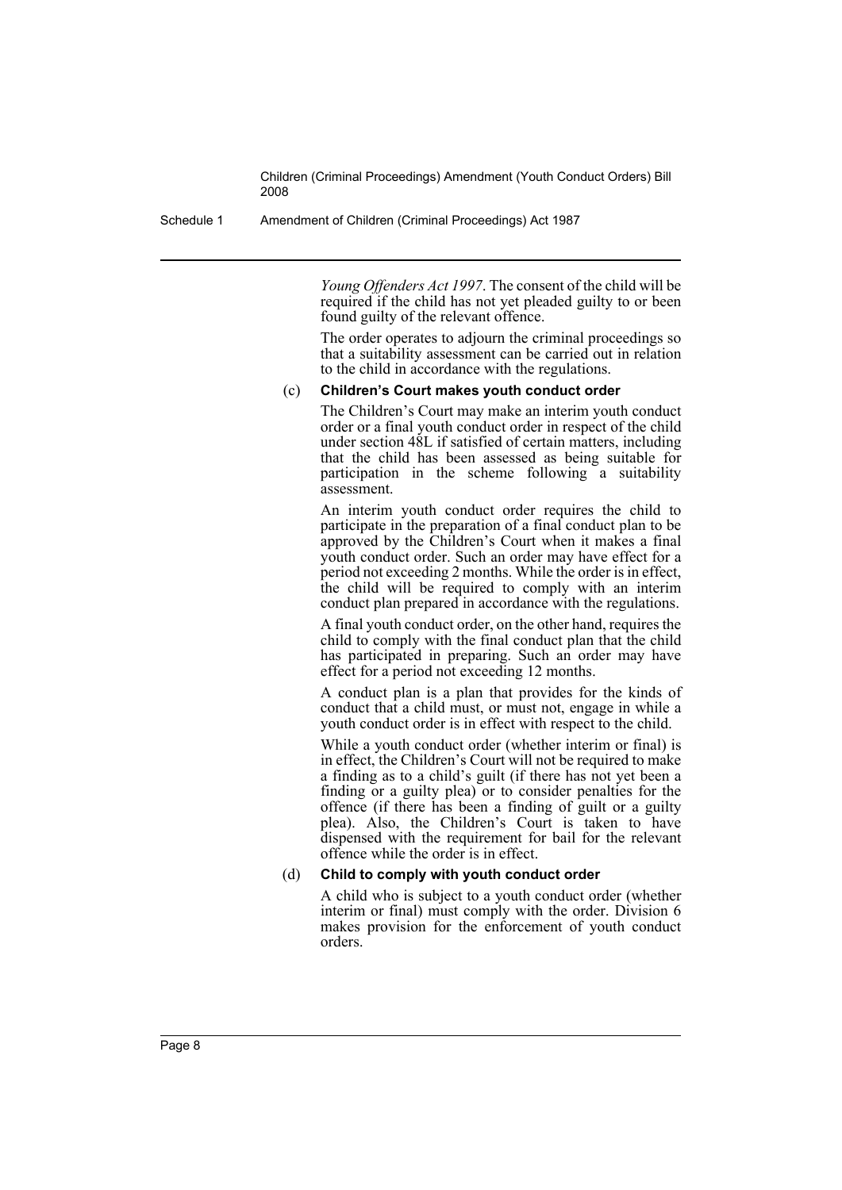*Young Offenders Act 1997*. The consent of the child will be required if the child has not yet pleaded guilty to or been found guilty of the relevant offence.

The order operates to adjourn the criminal proceedings so that a suitability assessment can be carried out in relation to the child in accordance with the regulations.

(c) **Children's Court makes youth conduct order**

The Children's Court may make an interim youth conduct order or a final youth conduct order in respect of the child under section 48L if satisfied of certain matters, including that the child has been assessed as being suitable for participation in the scheme following a suitability assessment.

An interim youth conduct order requires the child to participate in the preparation of a final conduct plan to be approved by the Children's Court when it makes a final youth conduct order. Such an order may have effect for a period not exceeding 2 months. While the order is in effect, the child will be required to comply with an interim conduct plan prepared in accordance with the regulations.

A final youth conduct order, on the other hand, requires the child to comply with the final conduct plan that the child has participated in preparing. Such an order may have effect for a period not exceeding 12 months.

A conduct plan is a plan that provides for the kinds of conduct that a child must, or must not, engage in while a youth conduct order is in effect with respect to the child.

While a youth conduct order (whether interim or final) is in effect, the Children's Court will not be required to make a finding as to a child's guilt (if there has not yet been a finding or a guilty plea) or to consider penalties for the offence (if there has been a finding of guilt or a guilty plea). Also, the Children's Court is taken to have dispensed with the requirement for bail for the relevant offence while the order is in effect.

(d) **Child to comply with youth conduct order**

A child who is subject to a youth conduct order (whether interim or final) must comply with the order. Division 6 makes provision for the enforcement of youth conduct orders.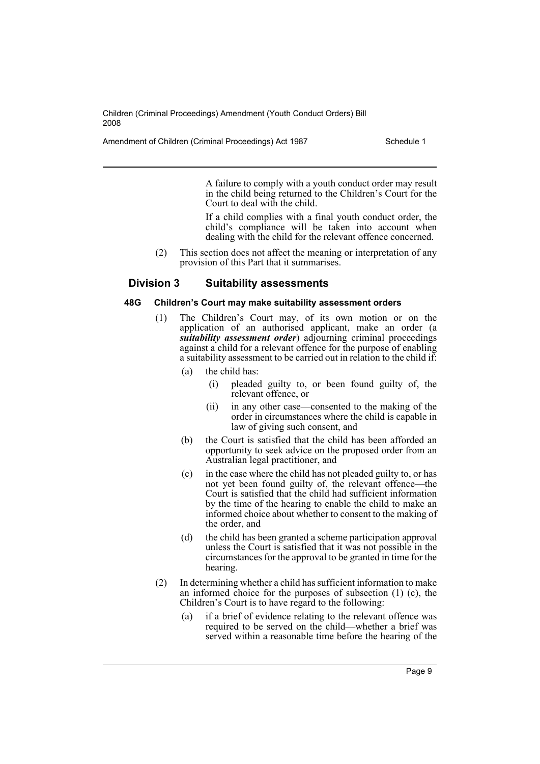A failure to comply with a youth conduct order may result in the child being returned to the Children's Court for the Court to deal with the child.

If a child complies with a final youth conduct order, the child's compliance will be taken into account when dealing with the child for the relevant offence concerned.

(2) This section does not affect the meaning or interpretation of any provision of this Part that it summarises.

## Division 3 Suitability assessments

### 48G Children's Court may make suitability assessment orders

(1) The Children's Court may, of its own motion or on the application of an authorised applicant, make an order (a ***suitability assessment order***) adjourning criminal proceedings against a child for a relevant offence for the purpose of enabling a suitability assessment to be carried out in relation to the child if:

(a) the child has:

(i) pleaded guilty to, or been found guilty of, the relevant offence, or

(ii) in any other case—consented to the making of the order in circumstances where the child is capable in law of giving such consent, and

(b) the Court is satisfied that the child has been afforded an opportunity to seek advice on the proposed order from an Australian legal practitioner, and

(c) in the case where the child has not pleaded guilty to, or has not yet been found guilty of, the relevant offence—the Court is satisfied that the child had sufficient information by the time of the hearing to enable the child to make an informed choice about whether to consent to the making of the order, and

(d) the child has been granted a scheme participation approval unless the Court is satisfied that it was not possible in the circumstances for the approval to be granted in time for the hearing.

(2) In determining whether a child has sufficient information to make an informed choice for the purposes of subsection (1) (c), the Children's Court is to have regard to the following:

(a) if a brief of evidence relating to the relevant offence was required to be served on the child—whether a brief was served within a reasonable time before the hearing of the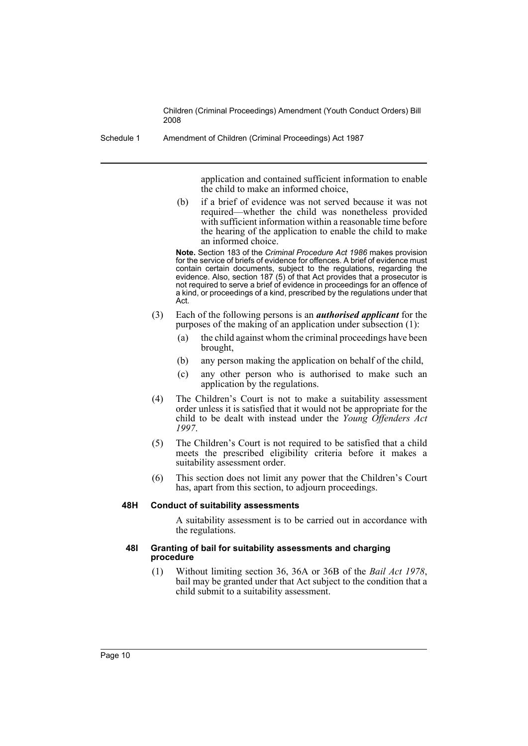application and contained sufficient information to enable the child to make an informed choice,

(b) if a brief of evidence was not served because it was not required—whether the child was nonetheless provided with sufficient information within a reasonable time before the hearing of the application to enable the child to make an informed choice.

**Note.** Section 183 of the *Criminal Procedure Act 1986* makes provision for the service of briefs of evidence for offences. A brief of evidence must contain certain documents, subject to the regulations, regarding the evidence. Also, section 187 (5) of that Act provides that a prosecutor is not required to serve a brief of evidence in proceedings for an offence of a kind, or proceedings of a kind, prescribed by the regulations under that Act.

(3) Each of the following persons is an ***authorised applicant*** for the purposes of the making of an application under subsection (1):

(a) the child against whom the criminal proceedings have been brought,

(b) any person making the application on behalf of the child,

(c) any other person who is authorised to make such an application by the regulations.

(4) The Children's Court is not to make a suitability assessment order unless it is satisfied that it would not be appropriate for the child to be dealt with instead under the *Young Offenders Act 1997*.

(5) The Children's Court is not required to be satisfied that a child meets the prescribed eligibility criteria before it makes a suitability assessment order.

(6) This section does not limit any power that the Children's Court has, apart from this section, to adjourn proceedings.

**48H Conduct of suitability assessments**

A suitability assessment is to be carried out in accordance with the regulations.

**48I Granting of bail for suitability assessments and charging procedure**

(1) Without limiting section 36, 36A or 36B of the *Bail Act 1978*, bail may be granted under that Act subject to the condition that a child submit to a suitability assessment.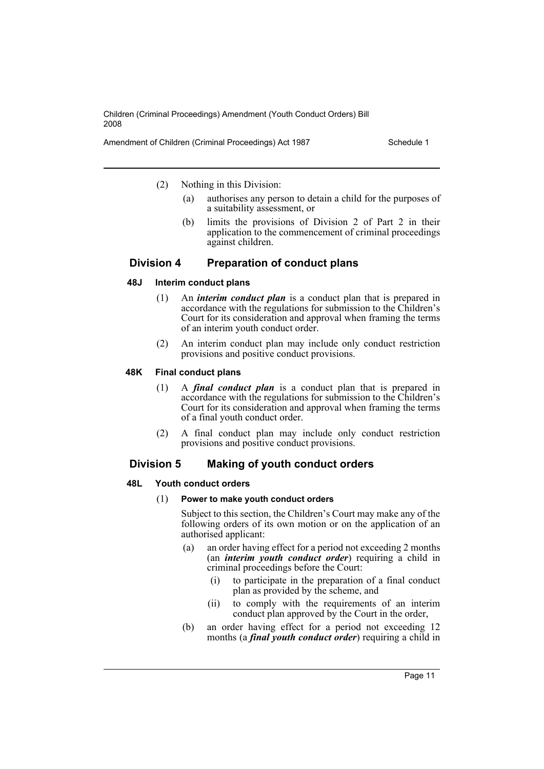(2) Nothing in this Division:

- (a) authorises any person to detain a child for the purposes of a suitability assessment, or
- (b) limits the provisions of Division 2 of Part 2 in their application to the commencement of criminal proceedings against children.

## Division 4 Preparation of conduct plans

### 48J Interim conduct plans

(1) An ***interim conduct plan*** is a conduct plan that is prepared in accordance with the regulations for submission to the Children's Court for its consideration and approval when framing the terms of an interim youth conduct order.

(2) An interim conduct plan may include only conduct restriction provisions and positive conduct provisions.

### 48K Final conduct plans

(1) A ***final conduct plan*** is a conduct plan that is prepared in accordance with the regulations for submission to the Children's Court for its consideration and approval when framing the terms of a final youth conduct order.

(2) A final conduct plan may include only conduct restriction provisions and positive conduct provisions.

## Division 5 Making of youth conduct orders

### 48L Youth conduct orders

(1) **Power to make youth conduct orders**

Subject to this section, the Children's Court may make any of the following orders of its own motion or on the application of an authorised applicant:

- (a) an order having effect for a period not exceeding 2 months (an ***interim youth conduct order***) requiring a child in criminal proceedings before the Court:
  - (i) to participate in the preparation of a final conduct plan as provided by the scheme, and
  - (ii) to comply with the requirements of an interim conduct plan approved by the Court in the order,
- (b) an order having effect for a period not exceeding 12 months (a ***final youth conduct order***) requiring a child in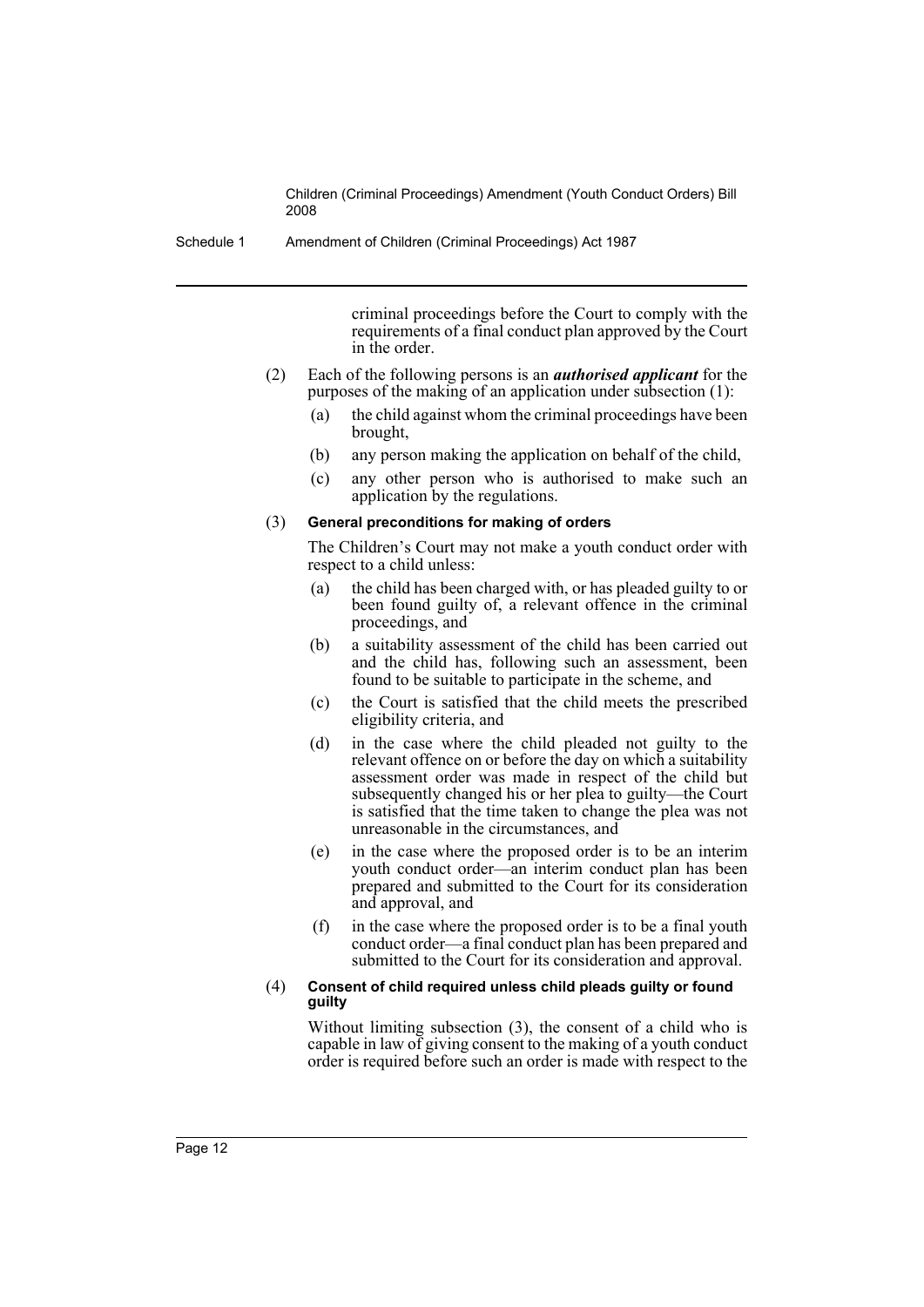criminal proceedings before the Court to comply with the requirements of a final conduct plan approved by the Court in the order.

(2) Each of the following persons is an ***authorised applicant*** for the purposes of the making of an application under subsection (1):

- (a) the child against whom the criminal proceedings have been brought,
- (b) any person making the application on behalf of the child,
- (c) any other person who is authorised to make such an application by the regulations.

(3) **General preconditions for making of orders**

The Children's Court may not make a youth conduct order with respect to a child unless:

- (a) the child has been charged with, or has pleaded guilty to or been found guilty of, a relevant offence in the criminal proceedings, and
- (b) a suitability assessment of the child has been carried out and the child has, following such an assessment, been found to be suitable to participate in the scheme, and
- (c) the Court is satisfied that the child meets the prescribed eligibility criteria, and
- (d) in the case where the child pleaded not guilty to the relevant offence on or before the day on which a suitability assessment order was made in respect of the child but subsequently changed his or her plea to guilty—the Court is satisfied that the time taken to change the plea was not unreasonable in the circumstances, and
- (e) in the case where the proposed order is to be an interim youth conduct order—an interim conduct plan has been prepared and submitted to the Court for its consideration and approval, and
- (f) in the case where the proposed order is to be a final youth conduct order—a final conduct plan has been prepared and submitted to the Court for its consideration and approval.

(4) **Consent of child required unless child pleads guilty or found guilty**

Without limiting subsection (3), the consent of a child who is capable in law of giving consent to the making of a youth conduct order is required before such an order is made with respect to the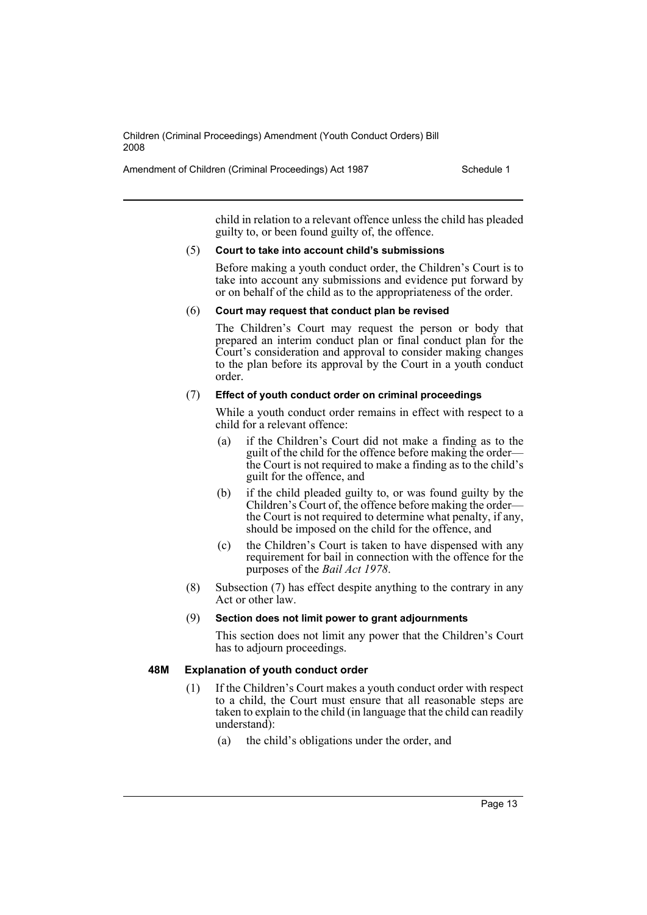child in relation to a relevant offence unless the child has pleaded guilty to, or been found guilty of, the offence.

(5) **Court to take into account child's submissions**

Before making a youth conduct order, the Children's Court is to take into account any submissions and evidence put forward by or on behalf of the child as to the appropriateness of the order.

(6) **Court may request that conduct plan be revised**

The Children's Court may request the person or body that prepared an interim conduct plan or final conduct plan for the Court's consideration and approval to consider making changes to the plan before its approval by the Court in a youth conduct order.

(7) **Effect of youth conduct order on criminal proceedings**

While a youth conduct order remains in effect with respect to a child for a relevant offence:

- (a) if the Children's Court did not make a finding as to the guilt of the child for the offence before making the order—the Court is not required to make a finding as to the child's guilt for the offence, and
- (b) if the child pleaded guilty to, or was found guilty by the Children's Court of, the offence before making the order—the Court is not required to determine what penalty, if any, should be imposed on the child for the offence, and
- (c) the Children's Court is taken to have dispensed with any requirement for bail in connection with the offence for the purposes of the *Bail Act 1978*.

(8) Subsection (7) has effect despite anything to the contrary in any Act or other law.

(9) **Section does not limit power to grant adjournments**

This section does not limit any power that the Children's Court has to adjourn proceedings.

### 48M Explanation of youth conduct order

(1) If the Children's Court makes a youth conduct order with respect to a child, the Court must ensure that all reasonable steps are taken to explain to the child (in language that the child can readily understand):

- (a) the child's obligations under the order, and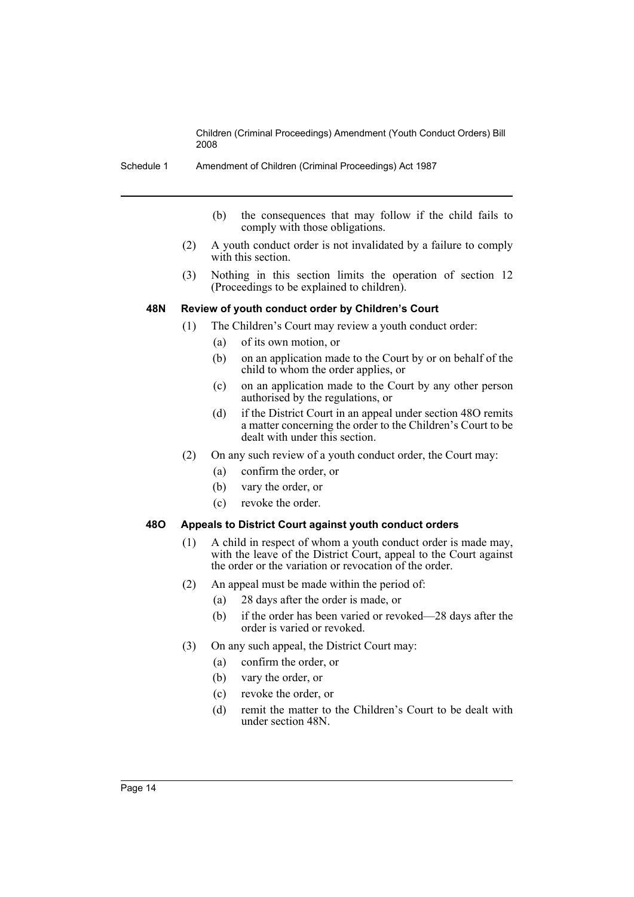(b) the consequences that may follow if the child fails to comply with those obligations.

(2) A youth conduct order is not invalidated by a failure to comply with this section.

(3) Nothing in this section limits the operation of section 12 (Proceedings to be explained to children).

### 48N Review of youth conduct order by Children's Court

(1) The Children's Court may review a youth conduct order:

(a) of its own motion, or

(b) on an application made to the Court by or on behalf of the child to whom the order applies, or

(c) on an application made to the Court by any other person authorised by the regulations, or

(d) if the District Court in an appeal under section 48O remits a matter concerning the order to the Children's Court to be dealt with under this section.

(2) On any such review of a youth conduct order, the Court may:

(a) confirm the order, or

(b) vary the order, or

(c) revoke the order.

### 48O Appeals to District Court against youth conduct orders

(1) A child in respect of whom a youth conduct order is made may, with the leave of the District Court, appeal to the Court against the order or the variation or revocation of the order.

(2) An appeal must be made within the period of:

(a) 28 days after the order is made, or

(b) if the order has been varied or revoked—28 days after the order is varied or revoked.

(3) On any such appeal, the District Court may:

(a) confirm the order, or

(b) vary the order, or

(c) revoke the order, or

(d) remit the matter to the Children's Court to be dealt with under section 48N.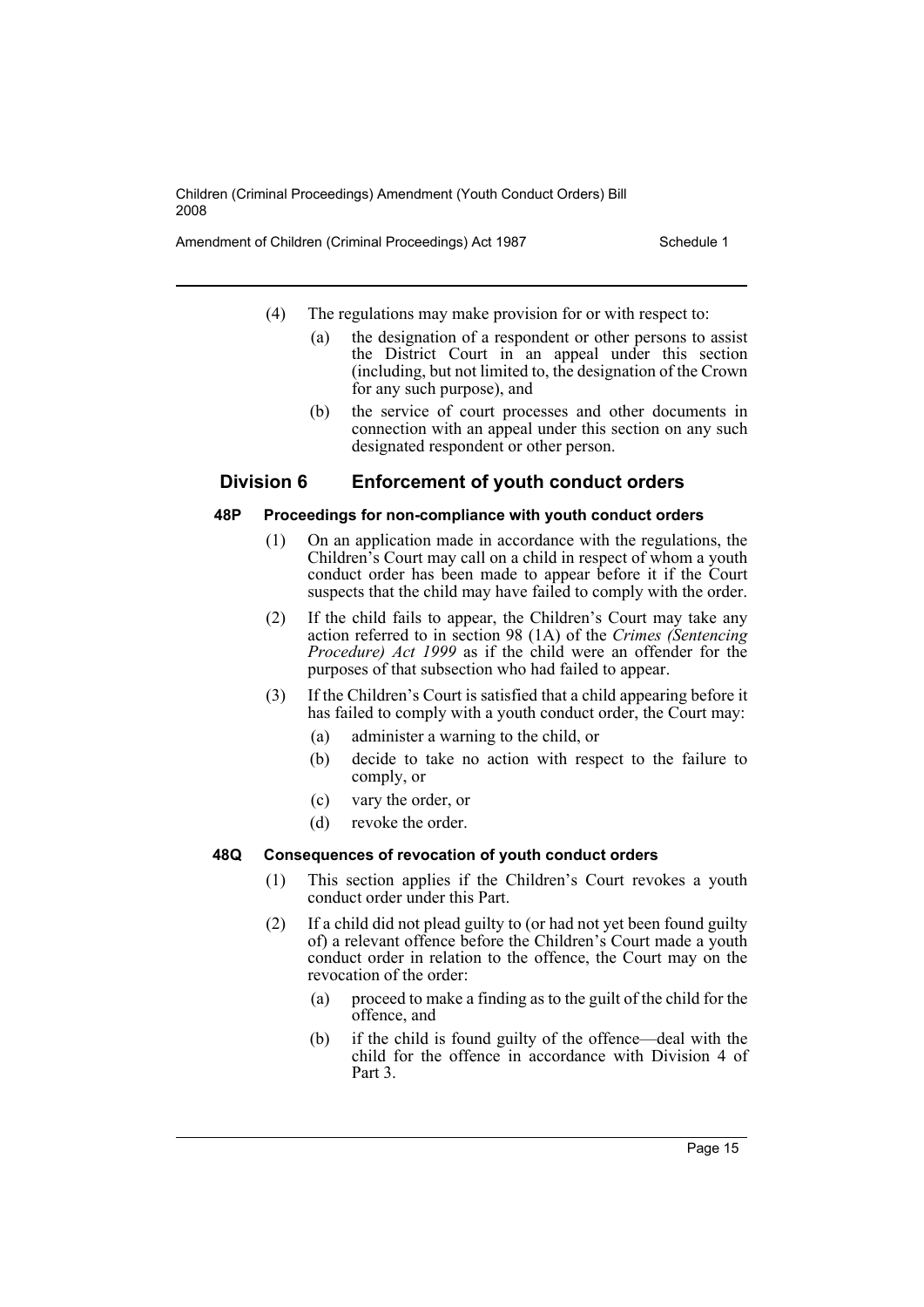(4) The regulations may make provision for or with respect to:

(a) the designation of a respondent or other persons to assist the District Court in an appeal under this section (including, but not limited to, the designation of the Crown for any such purpose), and

(b) the service of court processes and other documents in connection with an appeal under this section on any such designated respondent or other person.

## Division 6 Enforcement of youth conduct orders

### 48P Proceedings for non-compliance with youth conduct orders

(1) On an application made in accordance with the regulations, the Children's Court may call on a child in respect of whom a youth conduct order has been made to appear before it if the Court suspects that the child may have failed to comply with the order.

(2) If the child fails to appear, the Children's Court may take any action referred to in section 98 (1A) of the *Crimes (Sentencing Procedure) Act 1999* as if the child were an offender for the purposes of that subsection who had failed to appear.

(3) If the Children's Court is satisfied that a child appearing before it has failed to comply with a youth conduct order, the Court may:

(a) administer a warning to the child, or

(b) decide to take no action with respect to the failure to comply, or

(c) vary the order, or

(d) revoke the order.

### 48Q Consequences of revocation of youth conduct orders

(1) This section applies if the Children's Court revokes a youth conduct order under this Part.

(2) If a child did not plead guilty to (or had not yet been found guilty of) a relevant offence before the Children's Court made a youth conduct order in relation to the offence, the Court may on the revocation of the order:

(a) proceed to make a finding as to the guilt of the child for the offence, and

(b) if the child is found guilty of the offence—deal with the child for the offence in accordance with Division 4 of Part 3.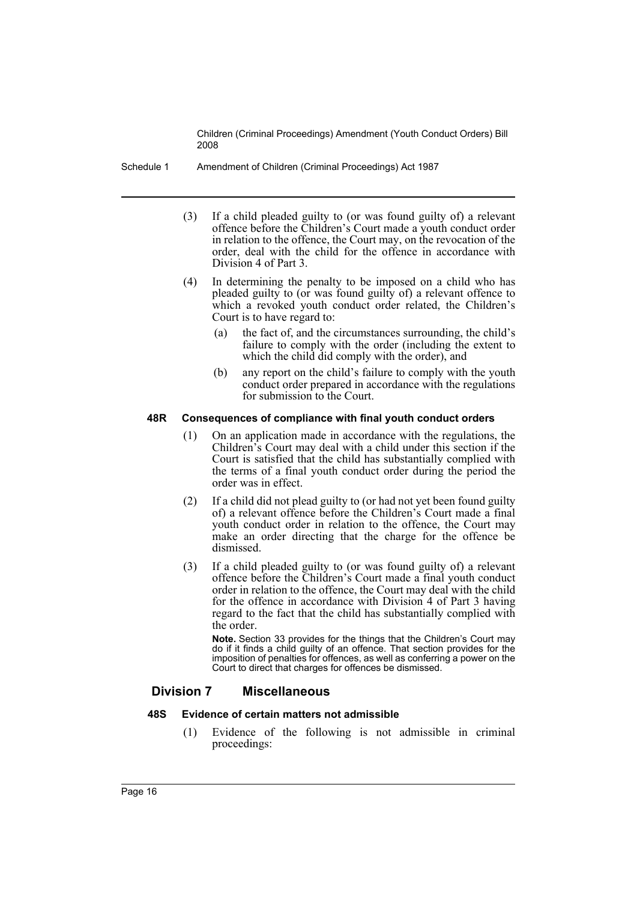(3) If a child pleaded guilty to (or was found guilty of) a relevant offence before the Children's Court made a youth conduct order in relation to the offence, the Court may, on the revocation of the order, deal with the child for the offence in accordance with Division 4 of Part 3.

(4) In determining the penalty to be imposed on a child who has pleaded guilty to (or was found guilty of) a relevant offence to which a revoked youth conduct order related, the Children's Court is to have regard to:

- (a) the fact of, and the circumstances surrounding, the child's failure to comply with the order (including the extent to which the child did comply with the order), and
- (b) any report on the child's failure to comply with the youth conduct order prepared in accordance with the regulations for submission to the Court.

#### 48R Consequences of compliance with final youth conduct orders

(1) On an application made in accordance with the regulations, the Children's Court may deal with a child under this section if the Court is satisfied that the child has substantially complied with the terms of a final youth conduct order during the period the order was in effect.

(2) If a child did not plead guilty to (or had not yet been found guilty of) a relevant offence before the Children's Court made a final youth conduct order in relation to the offence, the Court may make an order directing that the charge for the offence be dismissed.

(3) If a child pleaded guilty to (or was found guilty of) a relevant offence before the Children's Court made a final youth conduct order in relation to the offence, the Court may deal with the child for the offence in accordance with Division 4 of Part 3 having regard to the fact that the child has substantially complied with the order.

**Note.** Section 33 provides for the things that the Children's Court may do if it finds a child guilty of an offence. That section provides for the imposition of penalties for offences, as well as conferring a power on the Court to direct that charges for offences be dismissed.

### Division 7 Miscellaneous

#### 48S Evidence of certain matters not admissible

(1) Evidence of the following is not admissible in criminal proceedings: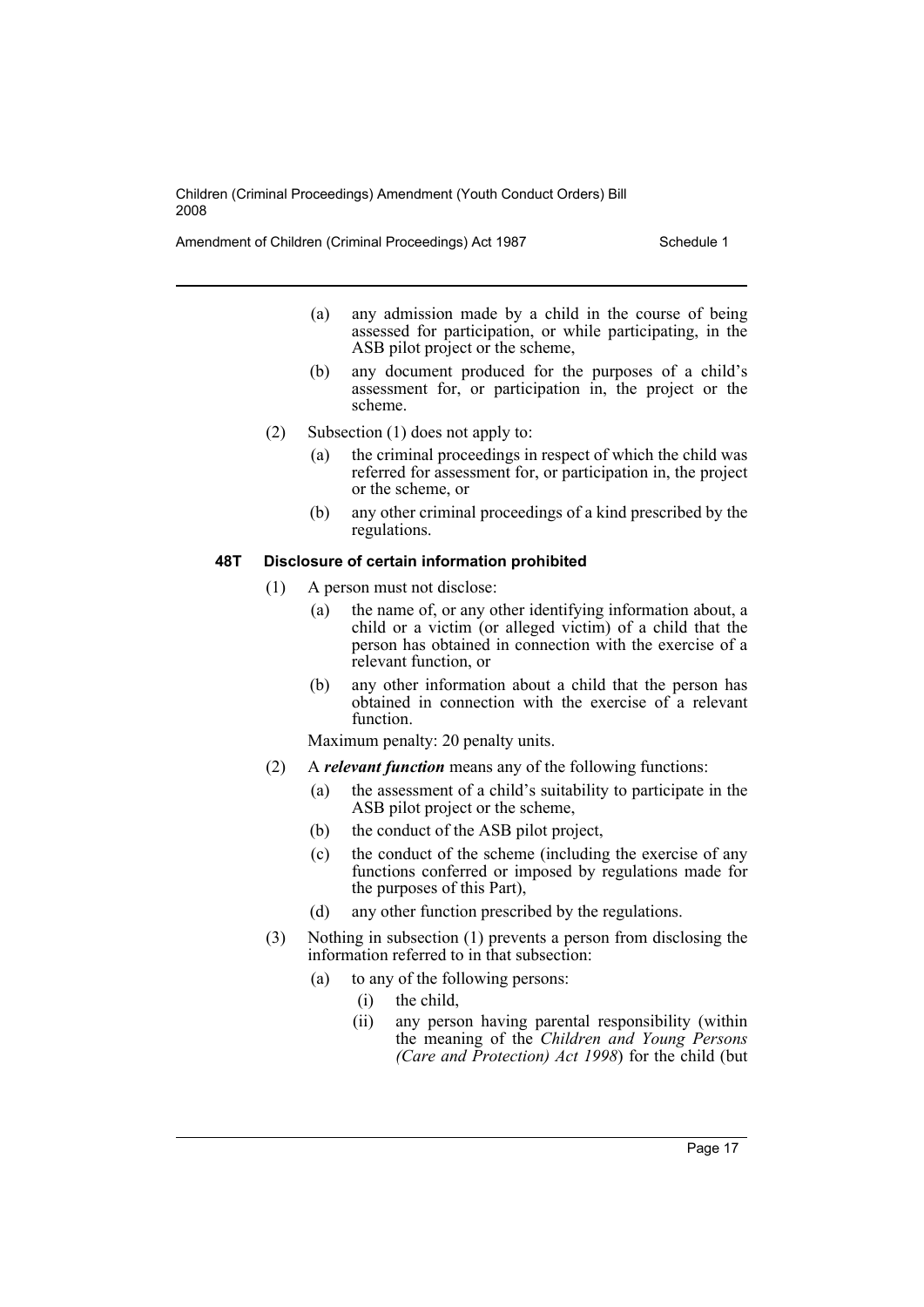(a) any admission made by a child in the course of being assessed for participation, or while participating, in the ASB pilot project or the scheme,

(b) any document produced for the purposes of a child's assessment for, or participation in, the project or the scheme.

(2) Subsection (1) does not apply to:

(a) the criminal proceedings in respect of which the child was referred for assessment for, or participation in, the project or the scheme, or

(b) any other criminal proceedings of a kind prescribed by the regulations.

**48T Disclosure of certain information prohibited**

(1) A person must not disclose:

(a) the name of, or any other identifying information about, a child or a victim (or alleged victim) of a child that the person has obtained in connection with the exercise of a relevant function, or

(b) any other information about a child that the person has obtained in connection with the exercise of a relevant function.

Maximum penalty: 20 penalty units.

(2) A ***relevant function*** means any of the following functions:

(a) the assessment of a child's suitability to participate in the ASB pilot project or the scheme,

(b) the conduct of the ASB pilot project,

(c) the conduct of the scheme (including the exercise of any functions conferred or imposed by regulations made for the purposes of this Part),

(d) any other function prescribed by the regulations.

(3) Nothing in subsection (1) prevents a person from disclosing the information referred to in that subsection:

(a) to any of the following persons:

(i) the child,

(ii) any person having parental responsibility (within the meaning of the *Children and Young Persons (Care and Protection) Act 1998*) for the child (but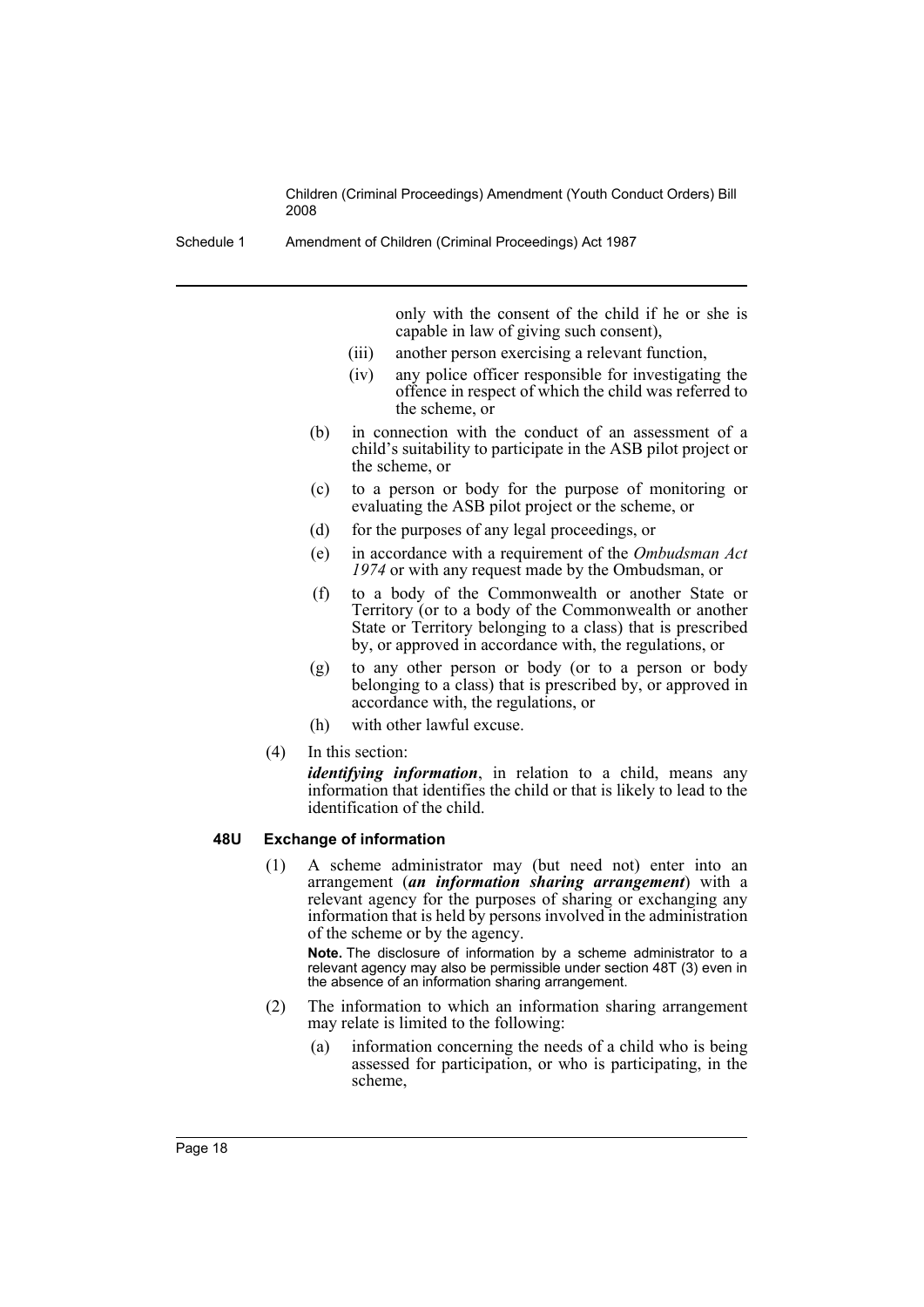only with the consent of the child if he or she is capable in law of giving such consent),

(iii) another person exercising a relevant function,

(iv) any police officer responsible for investigating the offence in respect of which the child was referred to the scheme, or

(b) in connection with the conduct of an assessment of a child's suitability to participate in the ASB pilot project or the scheme, or

(c) to a person or body for the purpose of monitoring or evaluating the ASB pilot project or the scheme, or

(d) for the purposes of any legal proceedings, or

(e) in accordance with a requirement of the *Ombudsman Act 1974* or with any request made by the Ombudsman, or

(f) to a body of the Commonwealth or another State or Territory (or to a body of the Commonwealth or another State or Territory belonging to a class) that is prescribed by, or approved in accordance with, the regulations, or

(g) to any other person or body (or to a person or body belonging to a class) that is prescribed by, or approved in accordance with, the regulations, or

(h) with other lawful excuse.

(4) In this section:

***identifying information***, in relation to a child, means any information that identifies the child or that is likely to lead to the identification of the child.

#### 48U Exchange of information

(1) A scheme administrator may (but need not) enter into an arrangement (***an information sharing arrangement***) with a relevant agency for the purposes of sharing or exchanging any information that is held by persons involved in the administration of the scheme or by the agency.

**Note.** The disclosure of information by a scheme administrator to a relevant agency may also be permissible under section 48T (3) even in the absence of an information sharing arrangement.

(2) The information to which an information sharing arrangement may relate is limited to the following:

(a) information concerning the needs of a child who is being assessed for participation, or who is participating, in the scheme,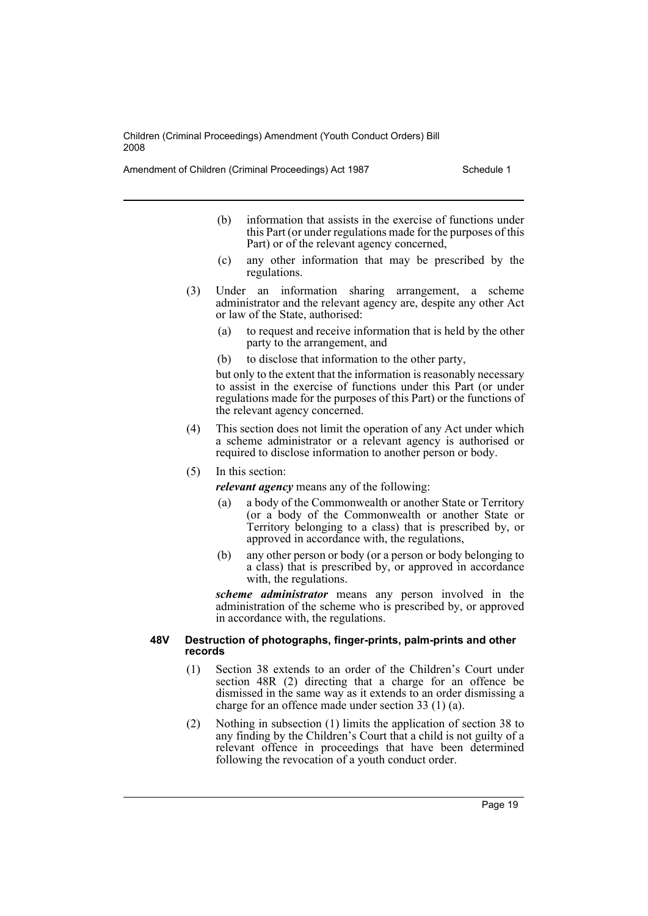(b) information that assists in the exercise of functions under this Part (or under regulations made for the purposes of this Part) or of the relevant agency concerned,

(c) any other information that may be prescribed by the regulations.

(3) Under an information sharing arrangement, a scheme administrator and the relevant agency are, despite any other Act or law of the State, authorised:

(a) to request and receive information that is held by the other party to the arrangement, and

(b) to disclose that information to the other party,

but only to the extent that the information is reasonably necessary to assist in the exercise of functions under this Part (or under regulations made for the purposes of this Part) or the functions of the relevant agency concerned.

(4) This section does not limit the operation of any Act under which a scheme administrator or a relevant agency is authorised or required to disclose information to another person or body.

(5) In this section:

***relevant agency*** means any of the following:

(a) a body of the Commonwealth or another State or Territory (or a body of the Commonwealth or another State or Territory belonging to a class) that is prescribed by, or approved in accordance with, the regulations,

(b) any other person or body (or a person or body belonging to a class) that is prescribed by, or approved in accordance with, the regulations.

***scheme administrator*** means any person involved in the administration of the scheme who is prescribed by, or approved in accordance with, the regulations.

#### 48V Destruction of photographs, finger-prints, palm-prints and other records

(1) Section 38 extends to an order of the Children's Court under section 48R (2) directing that a charge for an offence be dismissed in the same way as it extends to an order dismissing a charge for an offence made under section 33 (1) (a).

(2) Nothing in subsection (1) limits the application of section 38 to any finding by the Children's Court that a child is not guilty of a relevant offence in proceedings that have been determined following the revocation of a youth conduct order.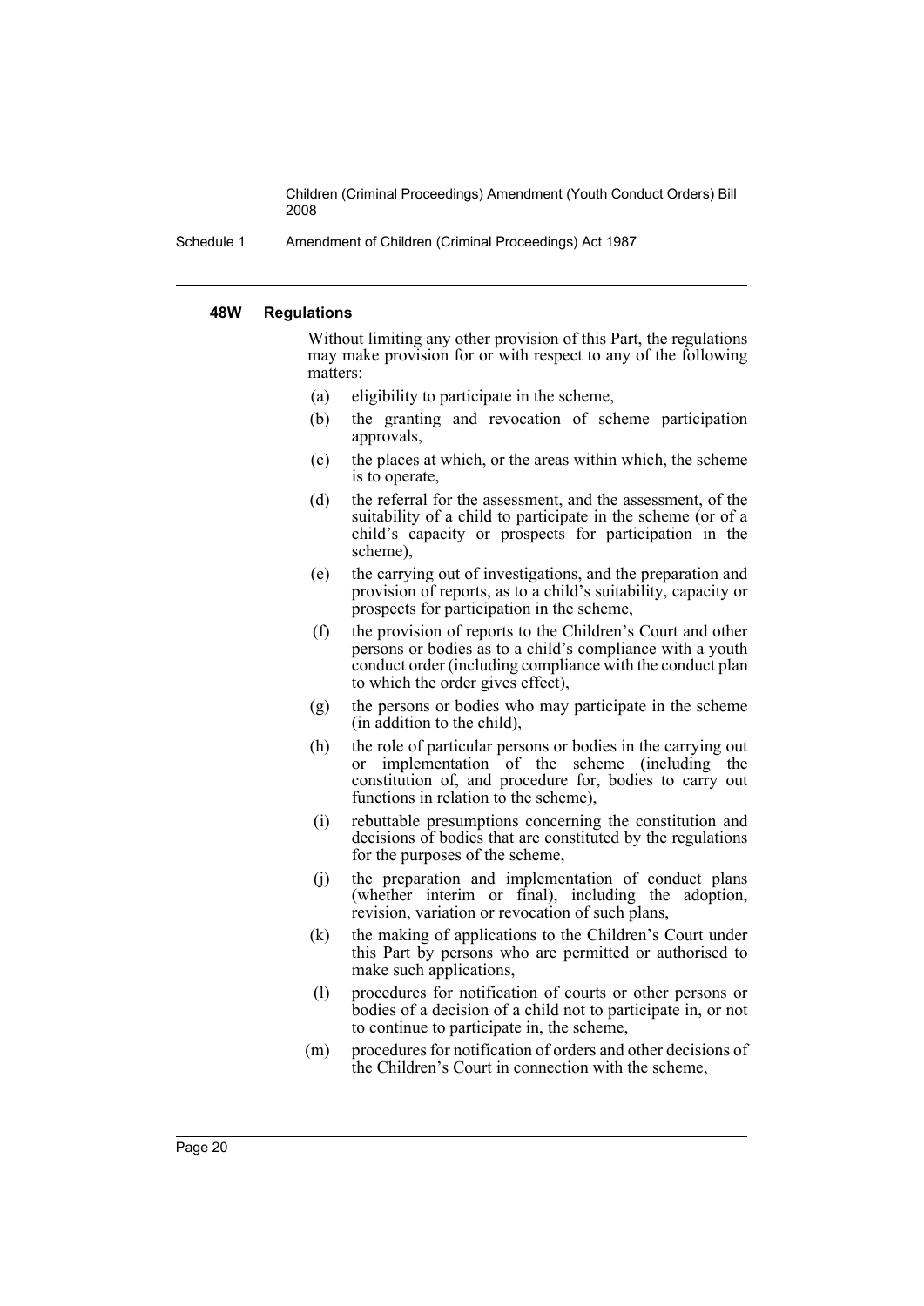#### 48W Regulations

Without limiting any other provision of this Part, the regulations may make provision for or with respect to any of the following matters:

- (a) eligibility to participate in the scheme,
- (b) the granting and revocation of scheme participation approvals,
- (c) the places at which, or the areas within which, the scheme is to operate,
- (d) the referral for the assessment, and the assessment, of the suitability of a child to participate in the scheme (or of a child's capacity or prospects for participation in the scheme),
- (e) the carrying out of investigations, and the preparation and provision of reports, as to a child's suitability, capacity or prospects for participation in the scheme,
- (f) the provision of reports to the Children's Court and other persons or bodies as to a child's compliance with a youth conduct order (including compliance with the conduct plan to which the order gives effect),
- (g) the persons or bodies who may participate in the scheme (in addition to the child),
- (h) the role of particular persons or bodies in the carrying out or implementation of the scheme (including the constitution of, and procedure for, bodies to carry out functions in relation to the scheme),
- (i) rebuttable presumptions concerning the constitution and decisions of bodies that are constituted by the regulations for the purposes of the scheme,
- (j) the preparation and implementation of conduct plans (whether interim or final), including the adoption, revision, variation or revocation of such plans,
- (k) the making of applications to the Children's Court under this Part by persons who are permitted or authorised to make such applications,
- (l) procedures for notification of courts or other persons or bodies of a decision of a child not to participate in, or not to continue to participate in, the scheme,
- (m) procedures for notification of orders and other decisions of the Children's Court in connection with the scheme,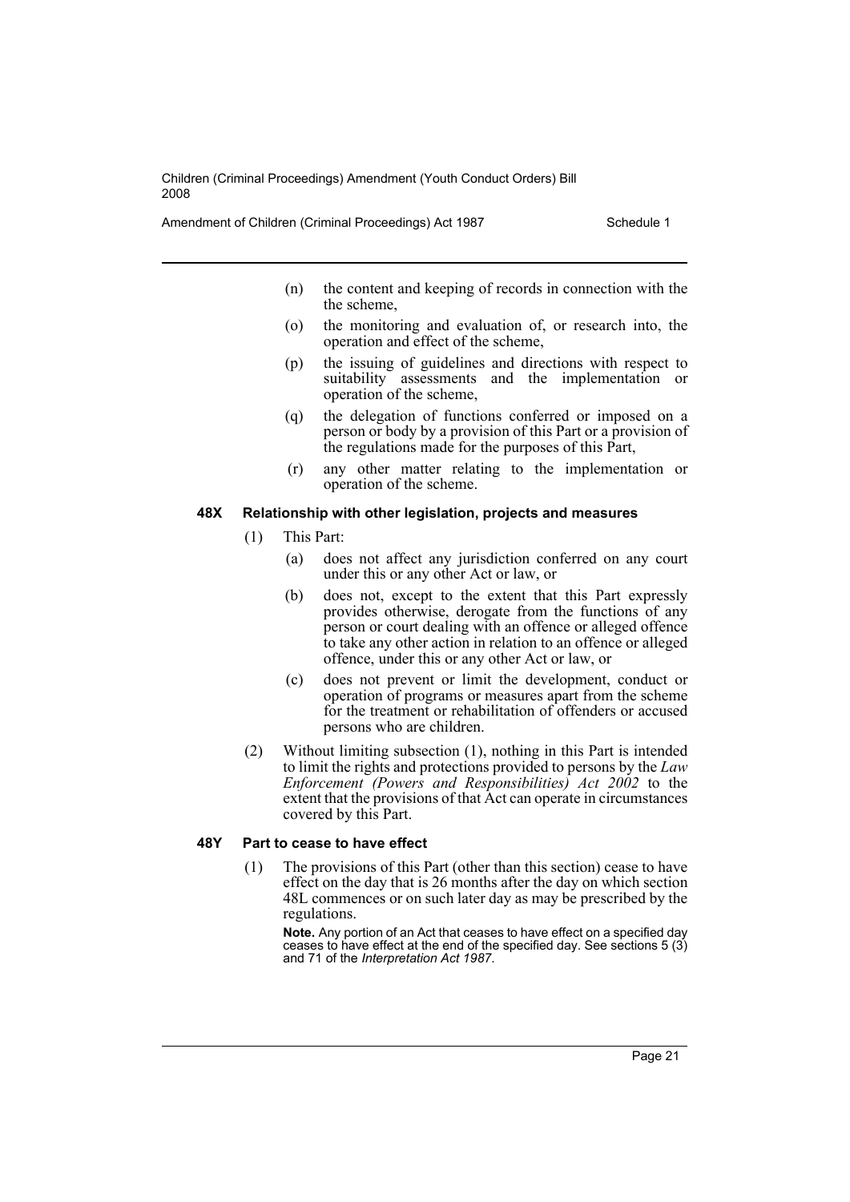(n) the content and keeping of records in connection with the the scheme,

(o) the monitoring and evaluation of, or research into, the operation and effect of the scheme,

(p) the issuing of guidelines and directions with respect to suitability assessments and the implementation or operation of the scheme,

(q) the delegation of functions conferred or imposed on a person or body by a provision of this Part or a provision of the regulations made for the purposes of this Part,

(r) any other matter relating to the implementation or operation of the scheme.

### 48X Relationship with other legislation, projects and measures

(1) This Part:

(a) does not affect any jurisdiction conferred on any court under this or any other Act or law, or

(b) does not, except to the extent that this Part expressly provides otherwise, derogate from the functions of any person or court dealing with an offence or alleged offence to take any other action in relation to an offence or alleged offence, under this or any other Act or law, or

(c) does not prevent or limit the development, conduct or operation of programs or measures apart from the scheme for the treatment or rehabilitation of offenders or accused persons who are children.

(2) Without limiting subsection (1), nothing in this Part is intended to limit the rights and protections provided to persons by the *Law Enforcement (Powers and Responsibilities) Act 2002* to the extent that the provisions of that Act can operate in circumstances covered by this Part.

### 48Y Part to cease to have effect

(1) The provisions of this Part (other than this section) cease to have effect on the day that is 26 months after the day on which section 48L commences or on such later day as may be prescribed by the regulations.

**Note.** Any portion of an Act that ceases to have effect on a specified day ceases to have effect at the end of the specified day. See sections 5 (3) and 71 of the *Interpretation Act 1987*.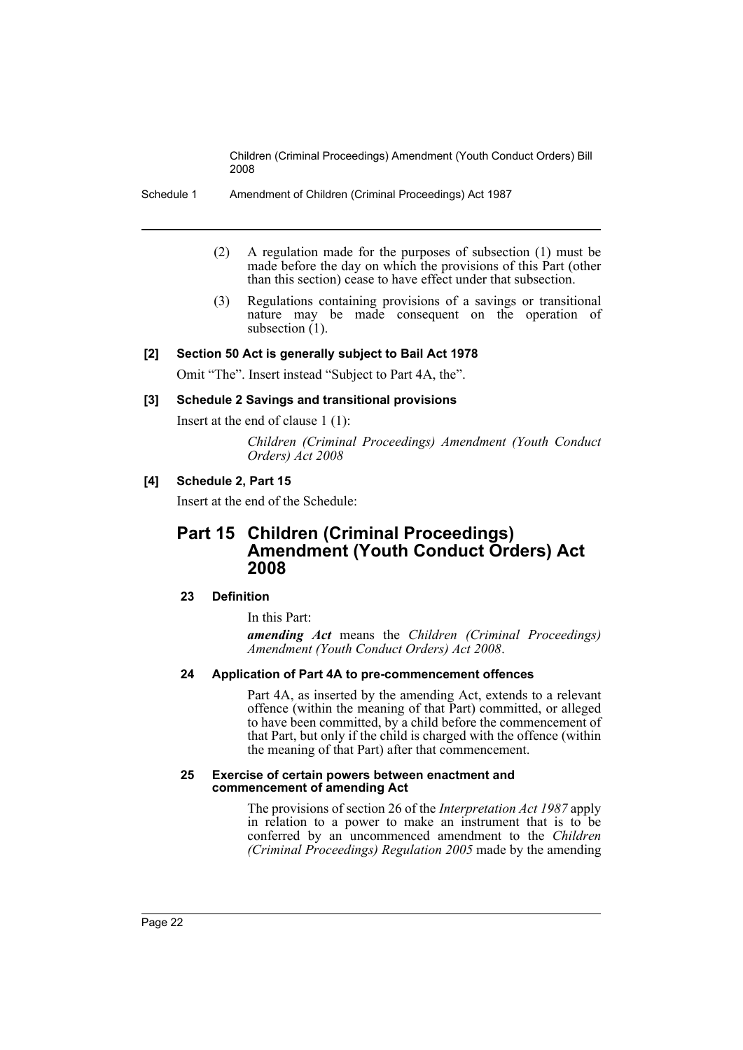(2) A regulation made for the purposes of subsection (1) must be made before the day on which the provisions of this Part (other than this section) cease to have effect under that subsection.

(3) Regulations containing provisions of a savings or transitional nature may be made consequent on the operation of subsection (1).

#### [2] Section 50 Act is generally subject to Bail Act 1978

Omit "The". Insert instead "Subject to Part 4A, the".

#### [3] Schedule 2 Savings and transitional provisions

Insert at the end of clause 1 (1):

*Children (Criminal Proceedings) Amendment (Youth Conduct Orders) Act 2008*

#### [4] Schedule 2, Part 15

Insert at the end of the Schedule:

## Part 15 Children (Criminal Proceedings) Amendment (Youth Conduct Orders) Act 2008

#### 23 Definition

In this Part:

***amending Act*** means the *Children (Criminal Proceedings) Amendment (Youth Conduct Orders) Act 2008*.

#### 24 Application of Part 4A to pre-commencement offences

Part 4A, as inserted by the amending Act, extends to a relevant offence (within the meaning of that Part) committed, or alleged to have been committed, by a child before the commencement of that Part, but only if the child is charged with the offence (within the meaning of that Part) after that commencement.

#### 25 Exercise of certain powers between enactment and commencement of amending Act

The provisions of section 26 of the *Interpretation Act 1987* apply in relation to a power to make an instrument that is to be conferred by an uncommenced amendment to the *Children (Criminal Proceedings) Regulation 2005* made by the amending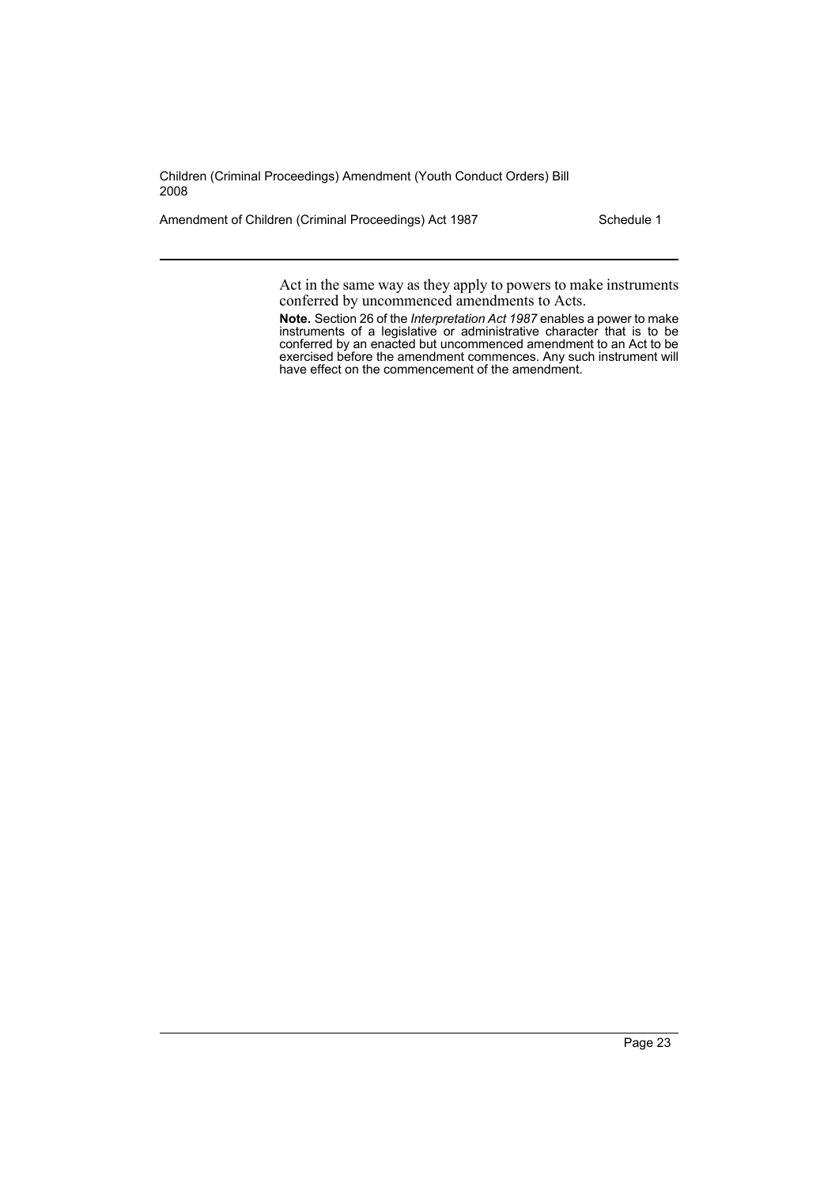Act in the same way as they apply to powers to make instruments conferred by uncommenced amendments to Acts.

**Note.** Section 26 of the *Interpretation Act 1987* enables a power to make instruments of a legislative or administrative character that is to be conferred by an enacted but uncommenced amendment to an Act to be exercised before the amendment commences. Any such instrument will have effect on the commencement of the amendment.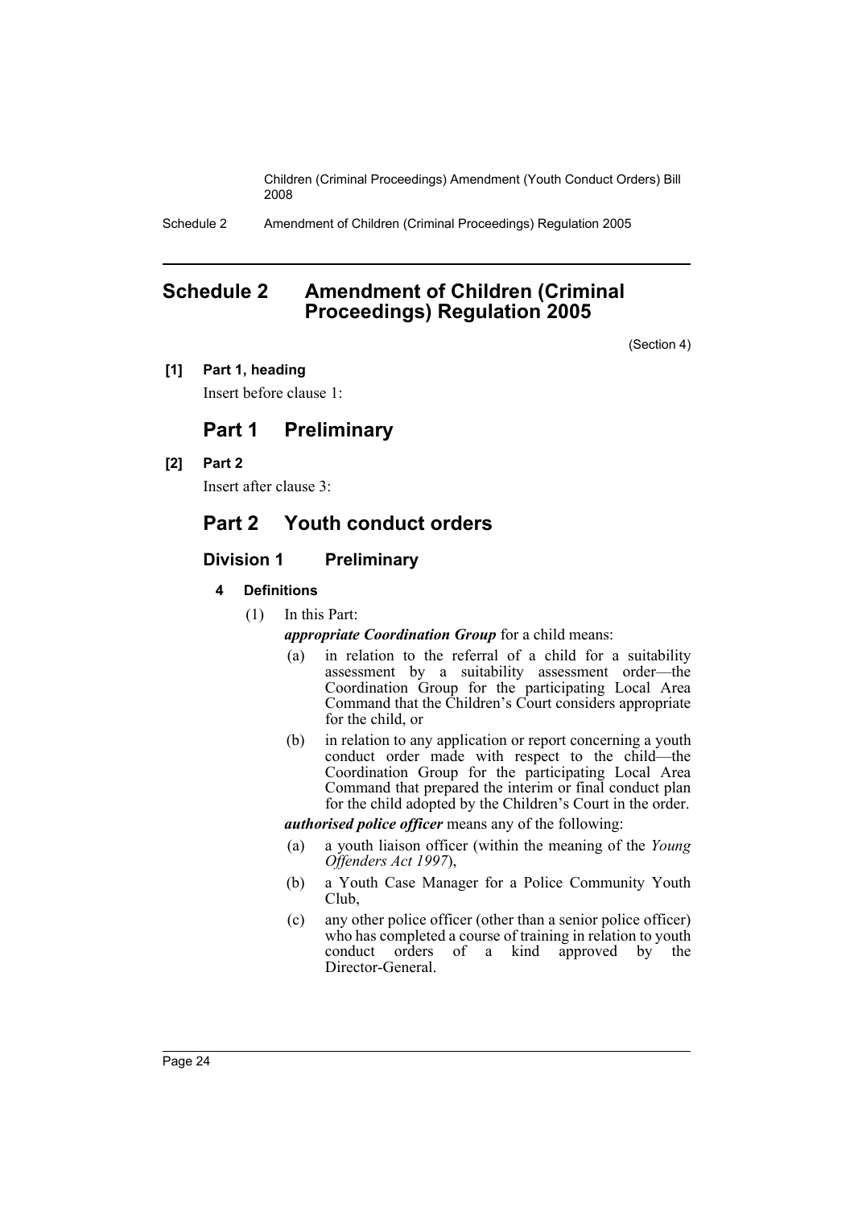## Schedule 2 Amendment of Children (Criminal Proceedings) Regulation 2005

(Section 4)

**[1] Part 1, heading**

Insert before clause 1:

## Part 1 Preliminary

**[2] Part 2**

Insert after clause 3:

## Part 2 Youth conduct orders

### Division 1 Preliminary

#### 4 Definitions

(1) In this Part:

***appropriate Coordination Group*** for a child means:

- (a) in relation to the referral of a child for a suitability assessment by a suitability assessment order—the Coordination Group for the participating Local Area Command that the Children's Court considers appropriate for the child, or
- (b) in relation to any application or report concerning a youth conduct order made with respect to the child—the Coordination Group for the participating Local Area Command that prepared the interim or final conduct plan for the child adopted by the Children's Court in the order.

***authorised police officer*** means any of the following:

- (a) a youth liaison officer (within the meaning of the *Young Offenders Act 1997*),
- (b) a Youth Case Manager for a Police Community Youth Club,
- (c) any other police officer (other than a senior police officer) who has completed a course of training in relation to youth conduct orders of a kind approved by the Director-General.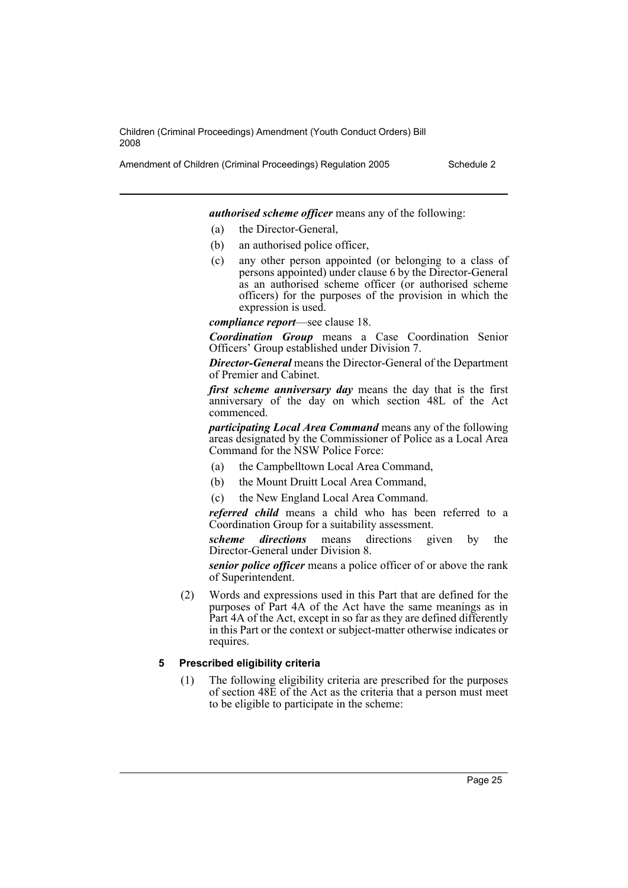***authorised scheme officer*** means any of the following:

- (a) the Director-General,
- (b) an authorised police officer,
- (c) any other person appointed (or belonging to a class of persons appointed) under clause 6 by the Director-General as an authorised scheme officer (or authorised scheme officers) for the purposes of the provision in which the expression is used.

***compliance report***—see clause 18.

***Coordination Group*** means a Case Coordination Senior Officers' Group established under Division 7.

***Director-General*** means the Director-General of the Department of Premier and Cabinet.

***first scheme anniversary day*** means the day that is the first anniversary of the day on which section 48L of the Act commenced.

***participating Local Area Command*** means any of the following areas designated by the Commissioner of Police as a Local Area Command for the NSW Police Force:

- (a) the Campbelltown Local Area Command,
- (b) the Mount Druitt Local Area Command,
- (c) the New England Local Area Command.

***referred child*** means a child who has been referred to a Coordination Group for a suitability assessment.

***scheme directions*** means directions given by the Director-General under Division 8.

***senior police officer*** means a police officer of or above the rank of Superintendent.

(2) Words and expressions used in this Part that are defined for the purposes of Part 4A of the Act have the same meanings as in Part 4A of the Act, except in so far as they are defined differently in this Part or the context or subject-matter otherwise indicates or requires.

#### 5 Prescribed eligibility criteria

(1) The following eligibility criteria are prescribed for the purposes of section 48E of the Act as the criteria that a person must meet to be eligible to participate in the scheme: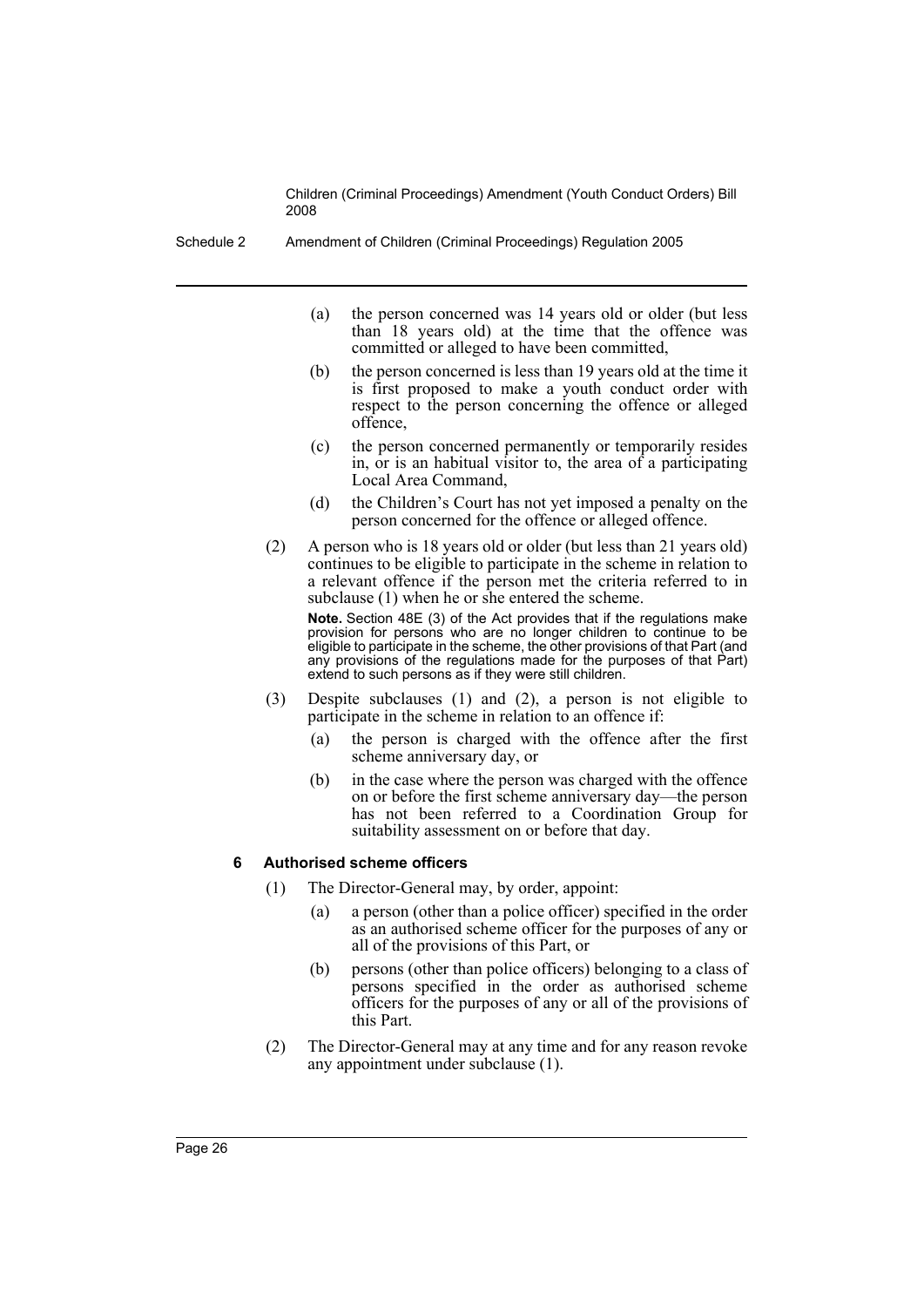(a) the person concerned was 14 years old or older (but less than 18 years old) at the time that the offence was committed or alleged to have been committed,

(b) the person concerned is less than 19 years old at the time it is first proposed to make a youth conduct order with respect to the person concerning the offence or alleged offence,

(c) the person concerned permanently or temporarily resides in, or is an habitual visitor to, the area of a participating Local Area Command,

(d) the Children's Court has not yet imposed a penalty on the person concerned for the offence or alleged offence.

(2) A person who is 18 years old or older (but less than 21 years old) continues to be eligible to participate in the scheme in relation to a relevant offence if the person met the criteria referred to in subclause (1) when he or she entered the scheme.

**Note.** Section 48E (3) of the Act provides that if the regulations make provision for persons who are no longer children to continue to be eligible to participate in the scheme, the other provisions of that Part (and any provisions of the regulations made for the purposes of that Part) extend to such persons as if they were still children.

(3) Despite subclauses (1) and (2), a person is not eligible to participate in the scheme in relation to an offence if:

(a) the person is charged with the offence after the first scheme anniversary day, or

(b) in the case where the person was charged with the offence on or before the first scheme anniversary day—the person has not been referred to a Coordination Group for suitability assessment on or before that day.

### 6 Authorised scheme officers

(1) The Director-General may, by order, appoint:

(a) a person (other than a police officer) specified in the order as an authorised scheme officer for the purposes of any or all of the provisions of this Part, or

(b) persons (other than police officers) belonging to a class of persons specified in the order as authorised scheme officers for the purposes of any or all of the provisions of this Part.

(2) The Director-General may at any time and for any reason revoke any appointment under subclause (1).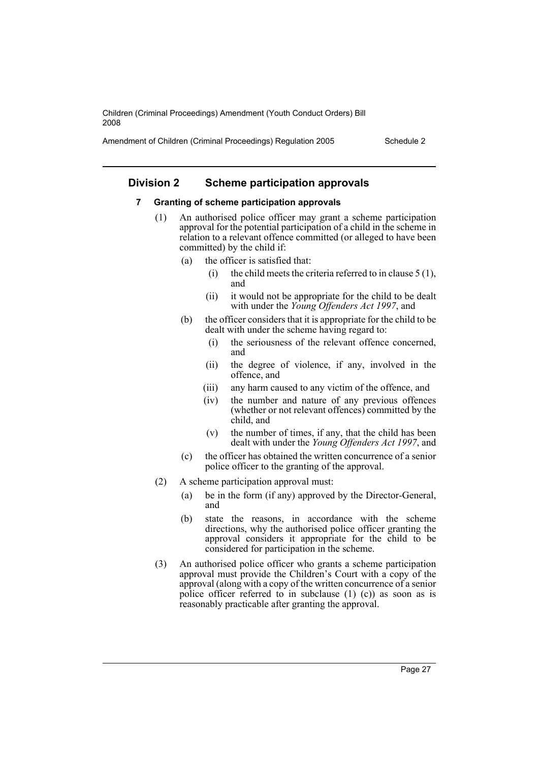## Division 2 Scheme participation approvals

### 7 Granting of scheme participation approvals

(1) An authorised police officer may grant a scheme participation approval for the potential participation of a child in the scheme in relation to a relevant offence committed (or alleged to have been committed) by the child if:

- (a) the officer is satisfied that:
  - (i) the child meets the criteria referred to in clause 5 (1), and
  - (ii) it would not be appropriate for the child to be dealt with under the *Young Offenders Act 1997*, and
- (b) the officer considers that it is appropriate for the child to be dealt with under the scheme having regard to:
  - (i) the seriousness of the relevant offence concerned, and
  - (ii) the degree of violence, if any, involved in the offence, and
  - (iii) any harm caused to any victim of the offence, and
  - (iv) the number and nature of any previous offences (whether or not relevant offences) committed by the child, and
  - (v) the number of times, if any, that the child has been dealt with under the *Young Offenders Act 1997*, and
- (c) the officer has obtained the written concurrence of a senior police officer to the granting of the approval.

(2) A scheme participation approval must:

- (a) be in the form (if any) approved by the Director-General, and
- (b) state the reasons, in accordance with the scheme directions, why the authorised police officer granting the approval considers it appropriate for the child to be considered for participation in the scheme.

(3) An authorised police officer who grants a scheme participation approval must provide the Children's Court with a copy of the approval (along with a copy of the written concurrence of a senior police officer referred to in subclause (1) (c)) as soon as is reasonably practicable after granting the approval.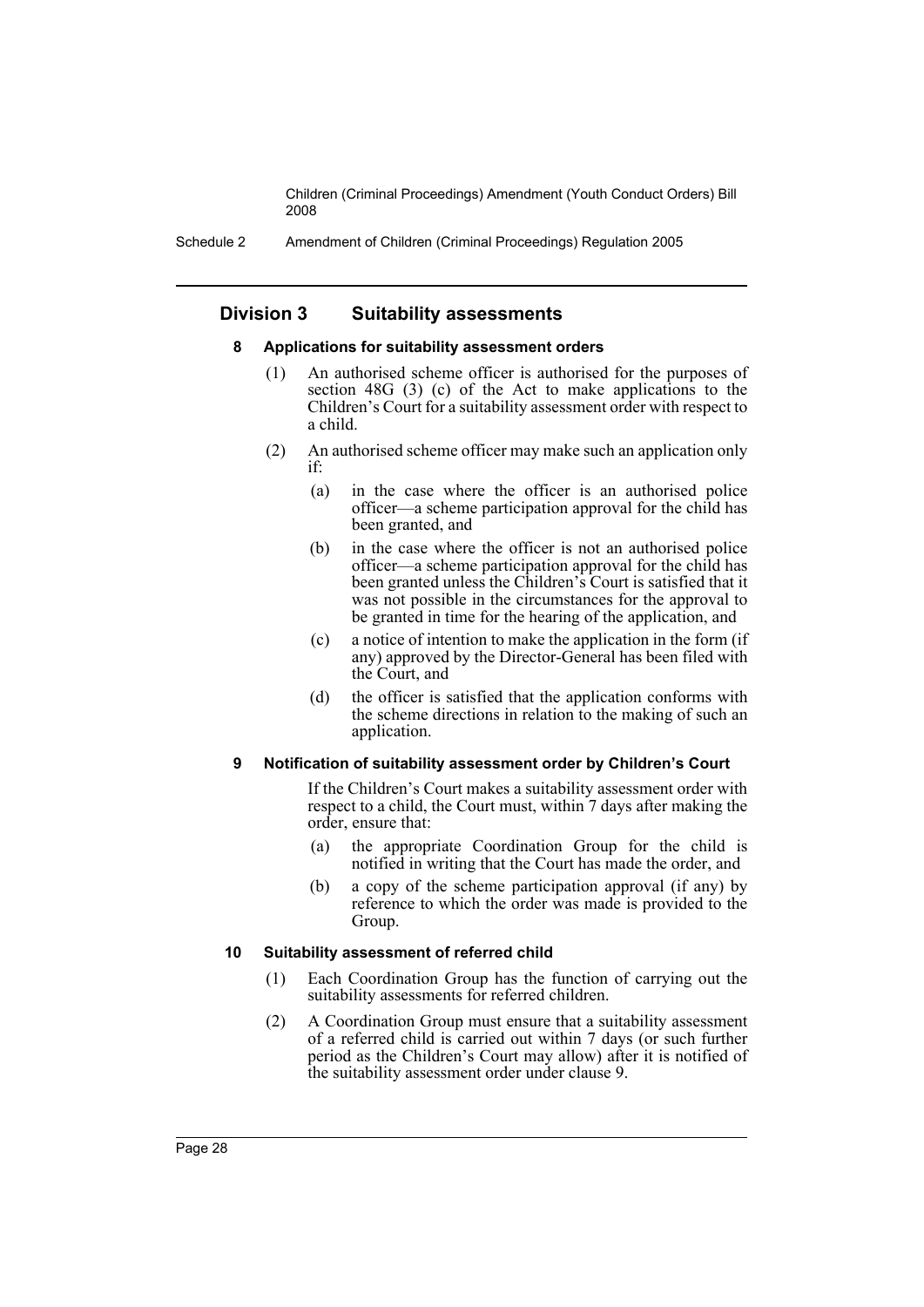## Division 3 Suitability assessments

### 8 Applications for suitability assessment orders

(1) An authorised scheme officer is authorised for the purposes of section 48G (3) (c) of the Act to make applications to the Children's Court for a suitability assessment order with respect to a child.

(2) An authorised scheme officer may make such an application only if:

- (a) in the case where the officer is an authorised police officer—a scheme participation approval for the child has been granted, and
- (b) in the case where the officer is not an authorised police officer—a scheme participation approval for the child has been granted unless the Children's Court is satisfied that it was not possible in the circumstances for the approval to be granted in time for the hearing of the application, and
- (c) a notice of intention to make the application in the form (if any) approved by the Director-General has been filed with the Court, and
- (d) the officer is satisfied that the application conforms with the scheme directions in relation to the making of such an application.

### 9 Notification of suitability assessment order by Children's Court

If the Children's Court makes a suitability assessment order with respect to a child, the Court must, within 7 days after making the order, ensure that:

- (a) the appropriate Coordination Group for the child is notified in writing that the Court has made the order, and
- (b) a copy of the scheme participation approval (if any) by reference to which the order was made is provided to the Group.

### 10 Suitability assessment of referred child

(1) Each Coordination Group has the function of carrying out the suitability assessments for referred children.

(2) A Coordination Group must ensure that a suitability assessment of a referred child is carried out within 7 days (or such further period as the Children's Court may allow) after it is notified of the suitability assessment order under clause 9.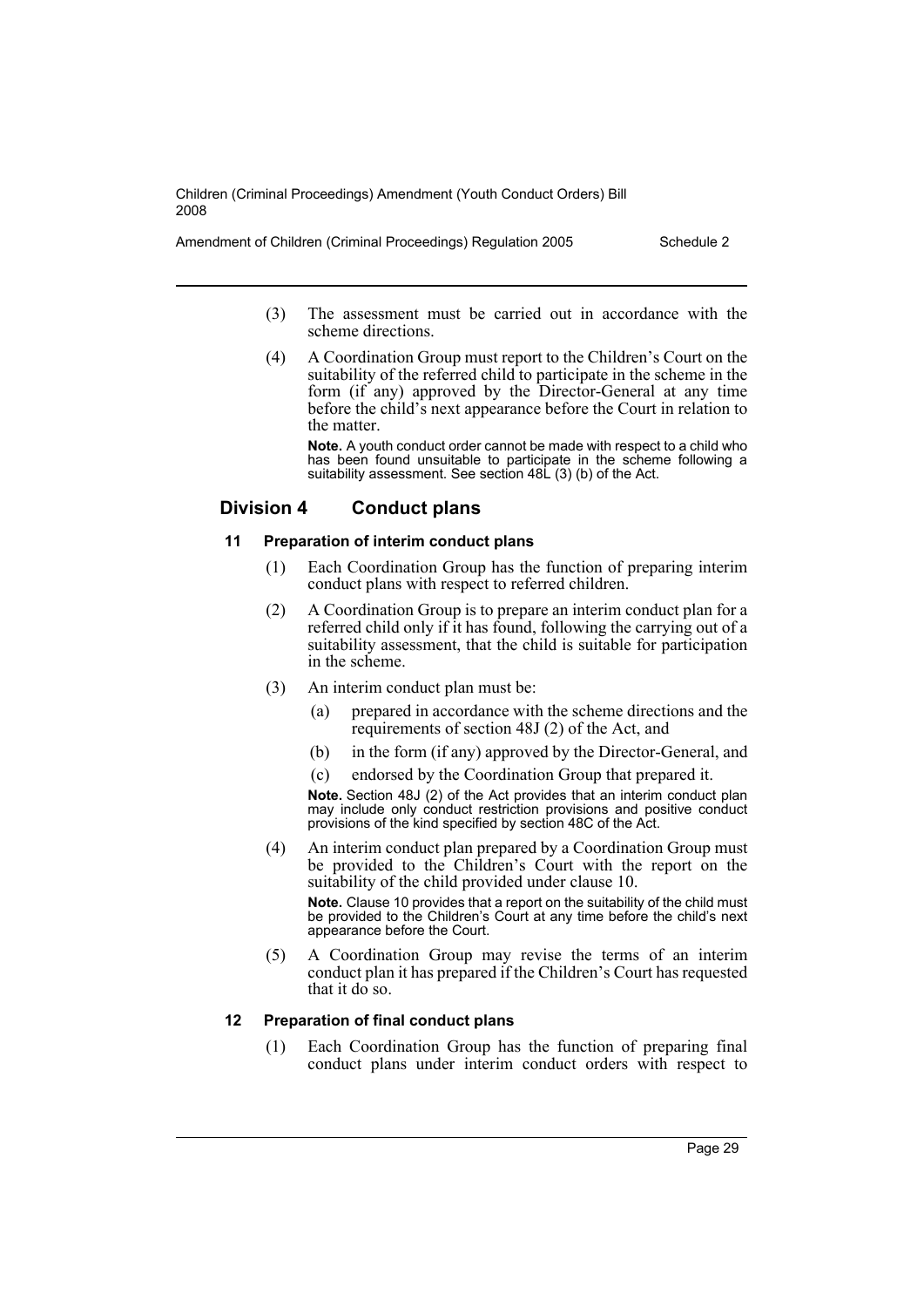(3) The assessment must be carried out in accordance with the scheme directions.

(4) A Coordination Group must report to the Children's Court on the suitability of the referred child to participate in the scheme in the form (if any) approved by the Director-General at any time before the child's next appearance before the Court in relation to the matter.

**Note.** A youth conduct order cannot be made with respect to a child who has been found unsuitable to participate in the scheme following a suitability assessment. See section 48L (3) (b) of the Act.

## Division 4 Conduct plans

### 11 Preparation of interim conduct plans

(1) Each Coordination Group has the function of preparing interim conduct plans with respect to referred children.

(2) A Coordination Group is to prepare an interim conduct plan for a referred child only if it has found, following the carrying out of a suitability assessment, that the child is suitable for participation in the scheme.

(3) An interim conduct plan must be:

- (a) prepared in accordance with the scheme directions and the requirements of section 48J (2) of the Act, and
- (b) in the form (if any) approved by the Director-General, and
- (c) endorsed by the Coordination Group that prepared it.

**Note.** Section 48J (2) of the Act provides that an interim conduct plan may include only conduct restriction provisions and positive conduct provisions of the kind specified by section 48C of the Act.

(4) An interim conduct plan prepared by a Coordination Group must be provided to the Children's Court with the report on the suitability of the child provided under clause 10.

**Note.** Clause 10 provides that a report on the suitability of the child must be provided to the Children's Court at any time before the child's next appearance before the Court.

(5) A Coordination Group may revise the terms of an interim conduct plan it has prepared if the Children's Court has requested that it do so.

### 12 Preparation of final conduct plans

(1) Each Coordination Group has the function of preparing final conduct plans under interim conduct orders with respect to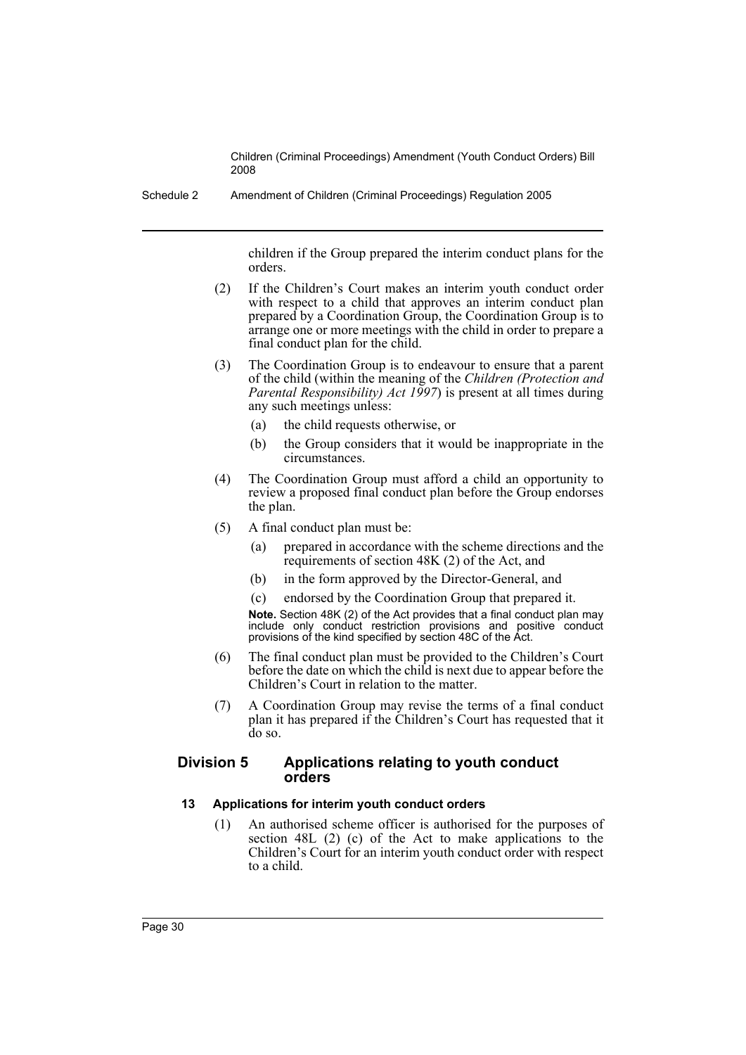children if the Group prepared the interim conduct plans for the orders.

(2) If the Children's Court makes an interim youth conduct order with respect to a child that approves an interim conduct plan prepared by a Coordination Group, the Coordination Group is to arrange one or more meetings with the child in order to prepare a final conduct plan for the child.

(3) The Coordination Group is to endeavour to ensure that a parent of the child (within the meaning of the *Children (Protection and Parental Responsibility) Act 1997*) is present at all times during any such meetings unless:

- (a) the child requests otherwise, or
- (b) the Group considers that it would be inappropriate in the circumstances.

(4) The Coordination Group must afford a child an opportunity to review a proposed final conduct plan before the Group endorses the plan.

(5) A final conduct plan must be:

- (a) prepared in accordance with the scheme directions and the requirements of section 48K (2) of the Act, and
- (b) in the form approved by the Director-General, and
- (c) endorsed by the Coordination Group that prepared it.

**Note.** Section 48K (2) of the Act provides that a final conduct plan may include only conduct restriction provisions and positive conduct provisions of the kind specified by section 48C of the Act.

(6) The final conduct plan must be provided to the Children's Court before the date on which the child is next due to appear before the Children's Court in relation to the matter.

(7) A Coordination Group may revise the terms of a final conduct plan it has prepared if the Children's Court has requested that it do so.

## Division 5 Applications relating to youth conduct orders

### 13 Applications for interim youth conduct orders

(1) An authorised scheme officer is authorised for the purposes of section 48L (2) (c) of the Act to make applications to the Children's Court for an interim youth conduct order with respect to a child.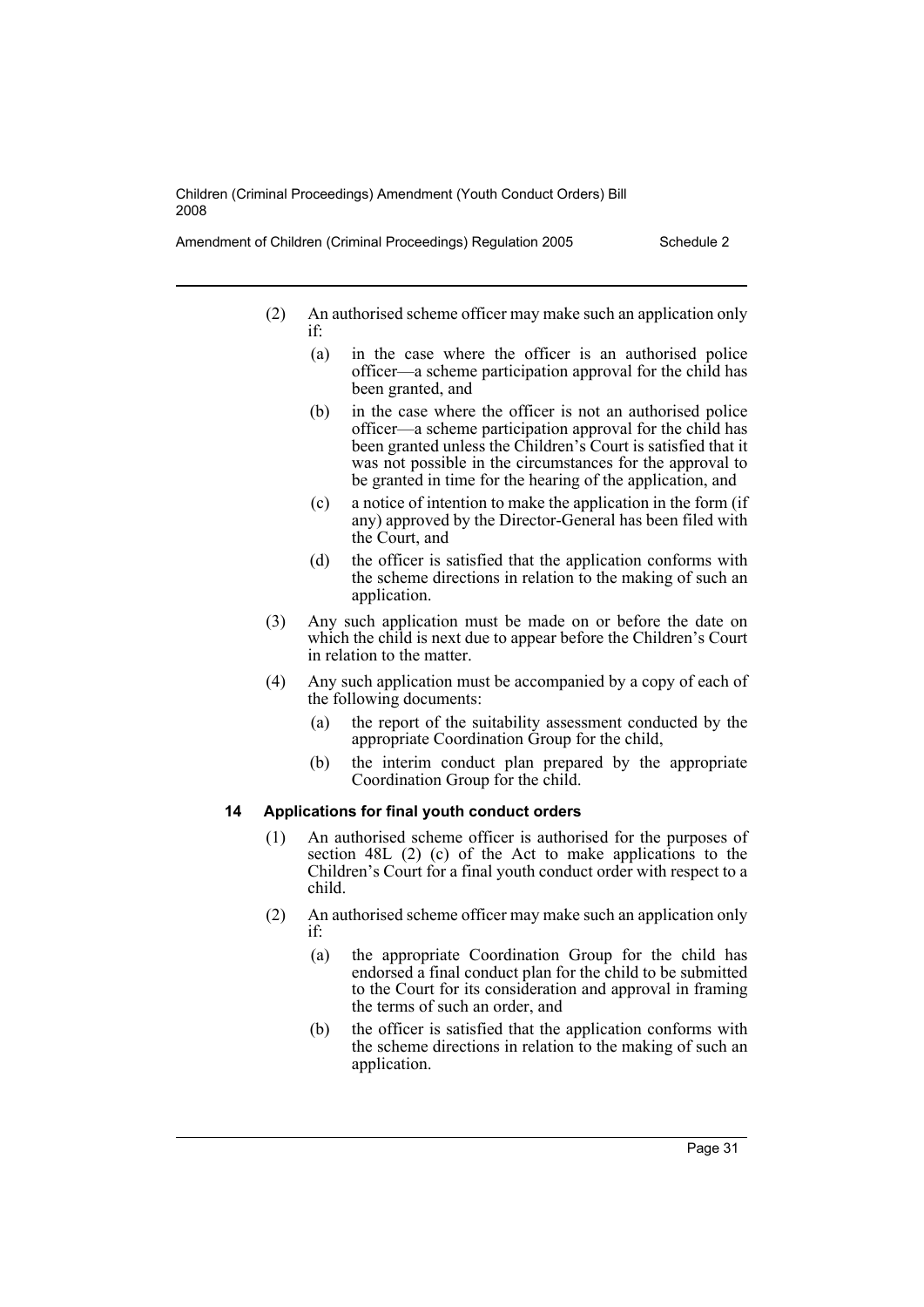(2) An authorised scheme officer may make such an application only if:

   (a) in the case where the officer is an authorised police officer—a scheme participation approval for the child has been granted, and

   (b) in the case where the officer is not an authorised police officer—a scheme participation approval for the child has been granted unless the Children's Court is satisfied that it was not possible in the circumstances for the approval to be granted in time for the hearing of the application, and

   (c) a notice of intention to make the application in the form (if any) approved by the Director-General has been filed with the Court, and

   (d) the officer is satisfied that the application conforms with the scheme directions in relation to the making of such an application.

(3) Any such application must be made on or before the date on which the child is next due to appear before the Children's Court in relation to the matter.

(4) Any such application must be accompanied by a copy of each of the following documents:

   (a) the report of the suitability assessment conducted by the appropriate Coordination Group for the child,

   (b) the interim conduct plan prepared by the appropriate Coordination Group for the child.

#### 14 Applications for final youth conduct orders

(1) An authorised scheme officer is authorised for the purposes of section 48L (2) (c) of the Act to make applications to the Children's Court for a final youth conduct order with respect to a child.

(2) An authorised scheme officer may make such an application only if:

   (a) the appropriate Coordination Group for the child has endorsed a final conduct plan for the child to be submitted to the Court for its consideration and approval in framing the terms of such an order, and

   (b) the officer is satisfied that the application conforms with the scheme directions in relation to the making of such an application.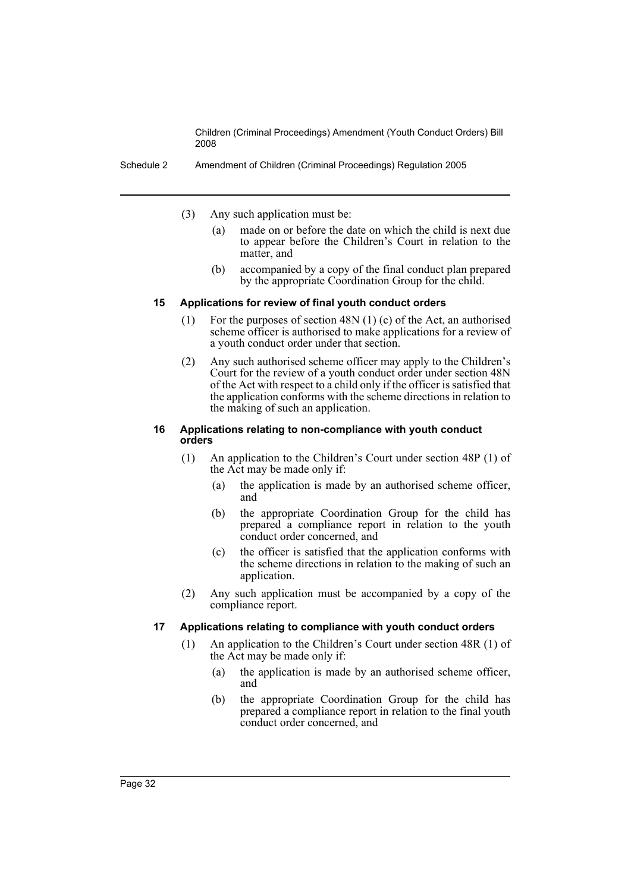(3) Any such application must be:

(a) made on or before the date on which the child is next due to appear before the Children's Court in relation to the matter, and

(b) accompanied by a copy of the final conduct plan prepared by the appropriate Coordination Group for the child.

### 15 Applications for review of final youth conduct orders

(1) For the purposes of section 48N (1) (c) of the Act, an authorised scheme officer is authorised to make applications for a review of a youth conduct order under that section.

(2) Any such authorised scheme officer may apply to the Children's Court for the review of a youth conduct order under section 48N of the Act with respect to a child only if the officer is satisfied that the application conforms with the scheme directions in relation to the making of such an application.

### 16 Applications relating to non-compliance with youth conduct orders

(1) An application to the Children's Court under section 48P (1) of the Act may be made only if:

(a) the application is made by an authorised scheme officer, and

(b) the appropriate Coordination Group for the child has prepared a compliance report in relation to the youth conduct order concerned, and

(c) the officer is satisfied that the application conforms with the scheme directions in relation to the making of such an application.

(2) Any such application must be accompanied by a copy of the compliance report.

### 17 Applications relating to compliance with youth conduct orders

(1) An application to the Children's Court under section 48R (1) of the Act may be made only if:

(a) the application is made by an authorised scheme officer, and

(b) the appropriate Coordination Group for the child has prepared a compliance report in relation to the final youth conduct order concerned, and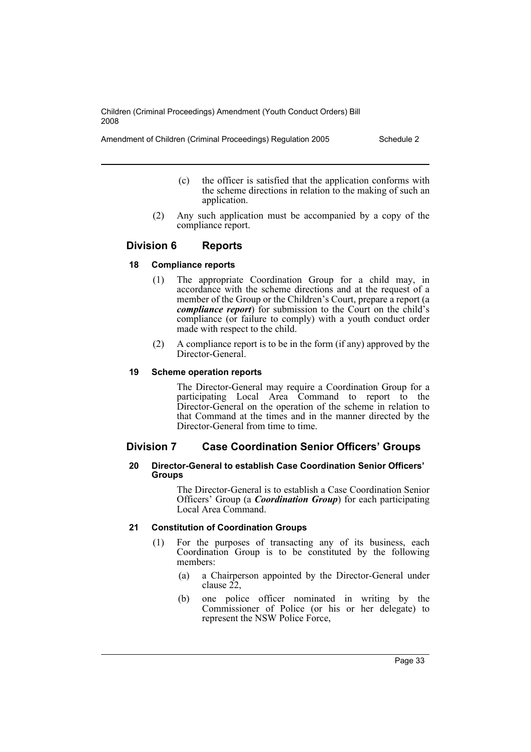(c) the officer is satisfied that the application conforms with the scheme directions in relation to the making of such an application.

(2) Any such application must be accompanied by a copy of the compliance report.

## Division 6 Reports

### 18 Compliance reports

(1) The appropriate Coordination Group for a child may, in accordance with the scheme directions and at the request of a member of the Group or the Children's Court, prepare a report (a ***compliance report***) for submission to the Court on the child's compliance (or failure to comply) with a youth conduct order made with respect to the child.

(2) A compliance report is to be in the form (if any) approved by the Director-General.

### 19 Scheme operation reports

The Director-General may require a Coordination Group for a participating Local Area Command to report to the Director-General on the operation of the scheme in relation to that Command at the times and in the manner directed by the Director-General from time to time.

## Division 7 Case Coordination Senior Officers' Groups

### 20 Director-General to establish Case Coordination Senior Officers' Groups

The Director-General is to establish a Case Coordination Senior Officers' Group (a ***Coordination Group***) for each participating Local Area Command.

### 21 Constitution of Coordination Groups

(1) For the purposes of transacting any of its business, each Coordination Group is to be constituted by the following members:

(a) a Chairperson appointed by the Director-General under clause 22,

(b) one police officer nominated in writing by the Commissioner of Police (or his or her delegate) to represent the NSW Police Force,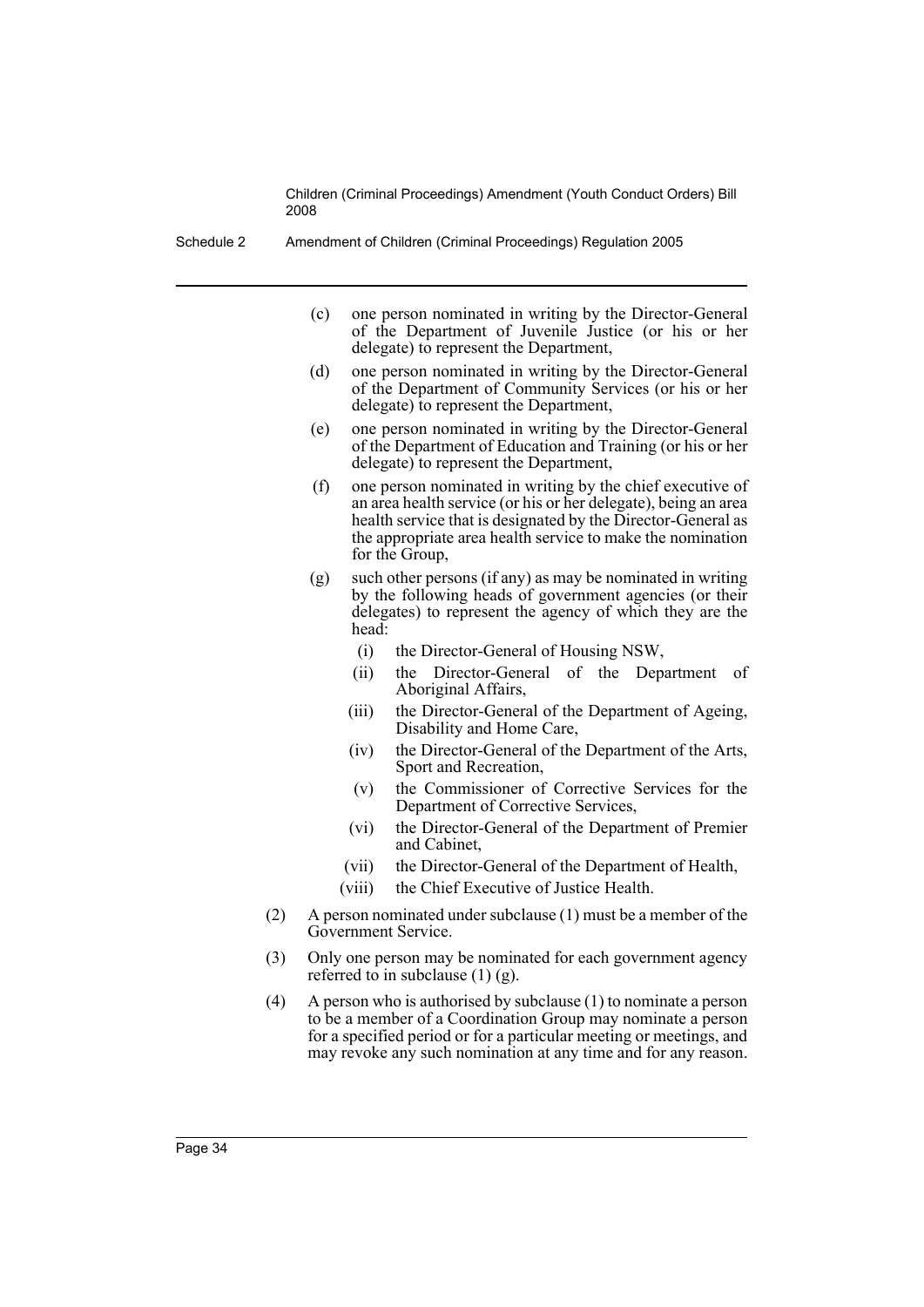(c) one person nominated in writing by the Director-General of the Department of Juvenile Justice (or his or her delegate) to represent the Department,

(d) one person nominated in writing by the Director-General of the Department of Community Services (or his or her delegate) to represent the Department,

(e) one person nominated in writing by the Director-General of the Department of Education and Training (or his or her delegate) to represent the Department,

(f) one person nominated in writing by the chief executive of an area health service (or his or her delegate), being an area health service that is designated by the Director-General as the appropriate area health service to make the nomination for the Group,

(g) such other persons (if any) as may be nominated in writing by the following heads of government agencies (or their delegates) to represent the agency of which they are the head:

  (i) the Director-General of Housing NSW,

  (ii) the Director-General of the Department of Aboriginal Affairs,

  (iii) the Director-General of the Department of Ageing, Disability and Home Care,

  (iv) the Director-General of the Department of the Arts, Sport and Recreation,

  (v) the Commissioner of Corrective Services for the Department of Corrective Services,

  (vi) the Director-General of the Department of Premier and Cabinet,

  (vii) the Director-General of the Department of Health,

  (viii) the Chief Executive of Justice Health.

(2) A person nominated under subclause (1) must be a member of the Government Service.

(3) Only one person may be nominated for each government agency referred to in subclause (1) (g).

(4) A person who is authorised by subclause (1) to nominate a person to be a member of a Coordination Group may nominate a person for a specified period or for a particular meeting or meetings, and may revoke any such nomination at any time and for any reason.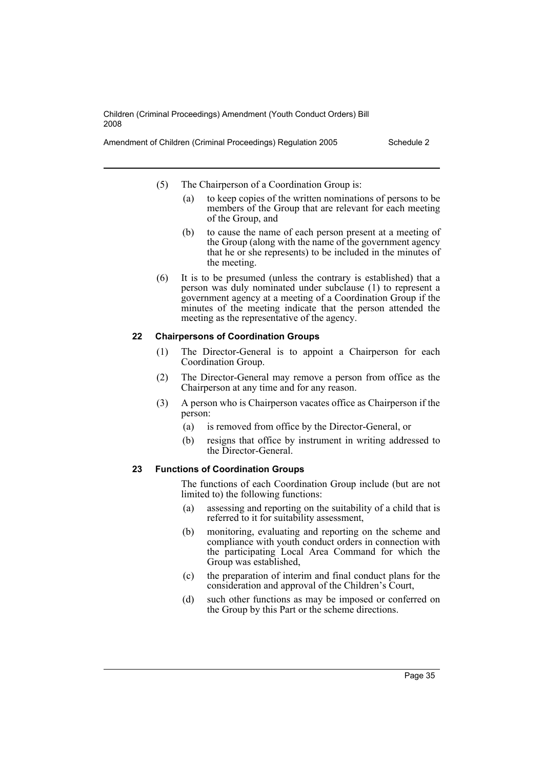(5) The Chairperson of a Coordination Group is:

  (a) to keep copies of the written nominations of persons to be members of the Group that are relevant for each meeting of the Group, and

  (b) to cause the name of each person present at a meeting of the Group (along with the name of the government agency that he or she represents) to be included in the minutes of the meeting.

(6) It is to be presumed (unless the contrary is established) that a person was duly nominated under subclause (1) to represent a government agency at a meeting of a Coordination Group if the minutes of the meeting indicate that the person attended the meeting as the representative of the agency.

#### 22 Chairpersons of Coordination Groups

(1) The Director-General is to appoint a Chairperson for each Coordination Group.

(2) The Director-General may remove a person from office as the Chairperson at any time and for any reason.

(3) A person who is Chairperson vacates office as Chairperson if the person:

  (a) is removed from office by the Director-General, or

  (b) resigns that office by instrument in writing addressed to the Director-General.

#### 23 Functions of Coordination Groups

The functions of each Coordination Group include (but are not limited to) the following functions:

  (a) assessing and reporting on the suitability of a child that is referred to it for suitability assessment,

  (b) monitoring, evaluating and reporting on the scheme and compliance with youth conduct orders in connection with the participating Local Area Command for which the Group was established,

  (c) the preparation of interim and final conduct plans for the consideration and approval of the Children's Court,

  (d) such other functions as may be imposed or conferred on the Group by this Part or the scheme directions.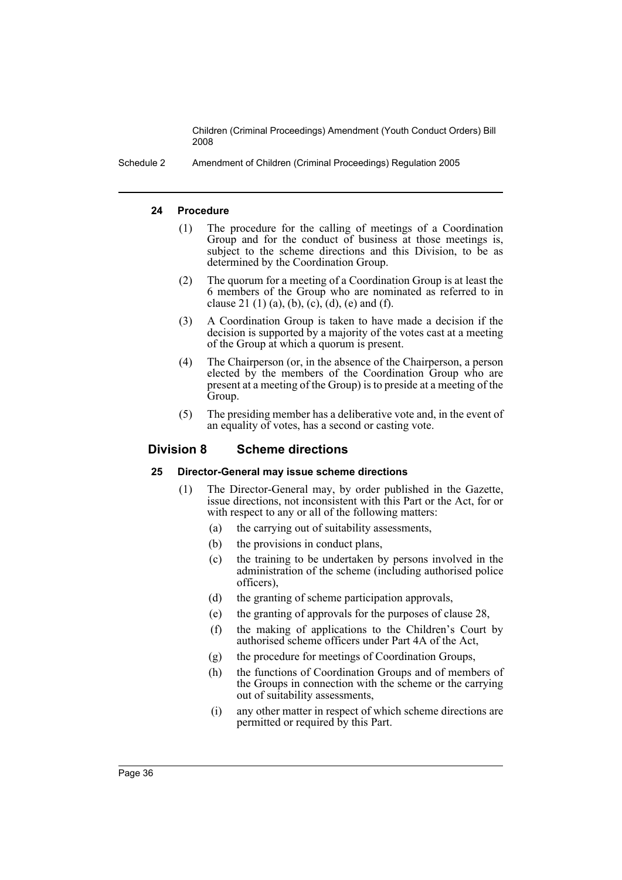#### 24 Procedure

(1) The procedure for the calling of meetings of a Coordination Group and for the conduct of business at those meetings is, subject to the scheme directions and this Division, to be as determined by the Coordination Group.

(2) The quorum for a meeting of a Coordination Group is at least the 6 members of the Group who are nominated as referred to in clause 21 (1) (a), (b), (c), (d), (e) and (f).

(3) A Coordination Group is taken to have made a decision if the decision is supported by a majority of the votes cast at a meeting of the Group at which a quorum is present.

(4) The Chairperson (or, in the absence of the Chairperson, a person elected by the members of the Coordination Group who are present at a meeting of the Group) is to preside at a meeting of the Group.

(5) The presiding member has a deliberative vote and, in the event of an equality of votes, has a second or casting vote.

### Division 8 Scheme directions

#### 25 Director-General may issue scheme directions

(1) The Director-General may, by order published in the Gazette, issue directions, not inconsistent with this Part or the Act, for or with respect to any or all of the following matters:

- (a) the carrying out of suitability assessments,
- (b) the provisions in conduct plans,
- (c) the training to be undertaken by persons involved in the administration of the scheme (including authorised police officers),
- (d) the granting of scheme participation approvals,
- (e) the granting of approvals for the purposes of clause 28,
- (f) the making of applications to the Children's Court by authorised scheme officers under Part 4A of the Act,
- (g) the procedure for meetings of Coordination Groups,
- (h) the functions of Coordination Groups and of members of the Groups in connection with the scheme or the carrying out of suitability assessments,
- (i) any other matter in respect of which scheme directions are permitted or required by this Part.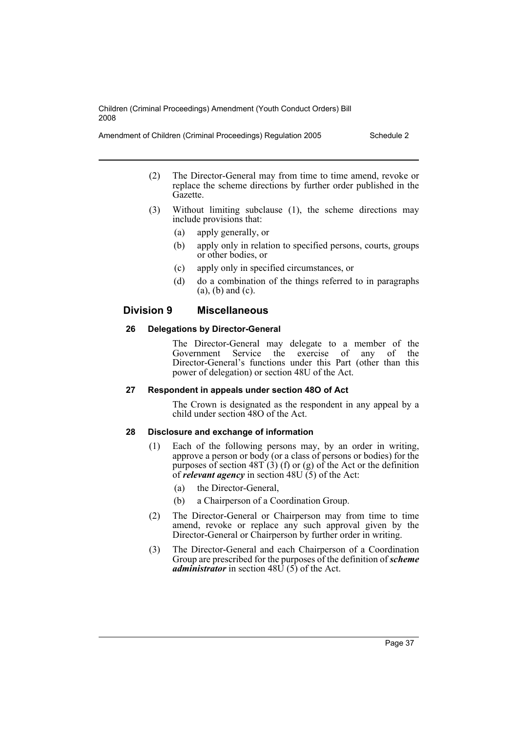(2) The Director-General may from time to time amend, revoke or replace the scheme directions by further order published in the Gazette.

(3) Without limiting subclause (1), the scheme directions may include provisions that:

- (a) apply generally, or
- (b) apply only in relation to specified persons, courts, groups or other bodies, or
- (c) apply only in specified circumstances, or
- (d) do a combination of the things referred to in paragraphs (a), (b) and (c).

## Division 9 Miscellaneous

### 26 Delegations by Director-General

The Director-General may delegate to a member of the Government Service the exercise of any of the Director-General's functions under this Part (other than this power of delegation) or section 48U of the Act.

### 27 Respondent in appeals under section 48O of Act

The Crown is designated as the respondent in any appeal by a child under section 48O of the Act.

### 28 Disclosure and exchange of information

(1) Each of the following persons may, by an order in writing, approve a person or body (or a class of persons or bodies) for the purposes of section 48T (3) (f) or (g) of the Act or the definition of ***relevant agency*** in section 48U (5) of the Act:

- (a) the Director-General,
- (b) a Chairperson of a Coordination Group.

(2) The Director-General or Chairperson may from time to time amend, revoke or replace any such approval given by the Director-General or Chairperson by further order in writing.

(3) The Director-General and each Chairperson of a Coordination Group are prescribed for the purposes of the definition of ***scheme administrator*** in section 48U (5) of the Act.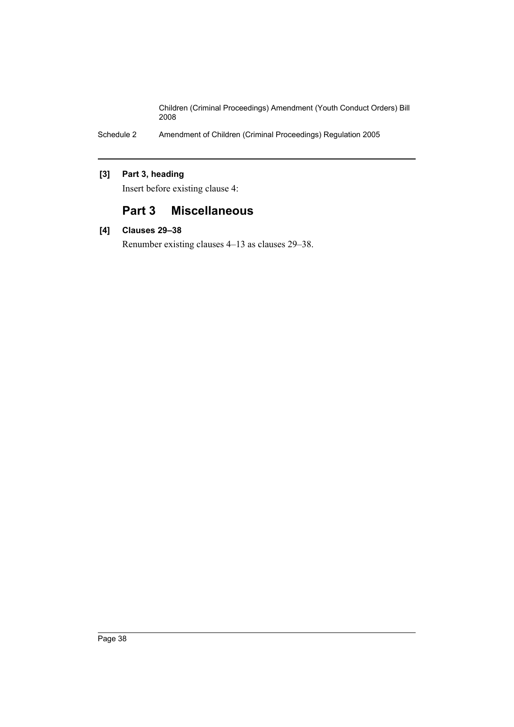**[3] Part 3, heading**

Insert before existing clause 4:

## Part 3 Miscellaneous

**[4] Clauses 29–38**

Renumber existing clauses 4–13 as clauses 29–38.